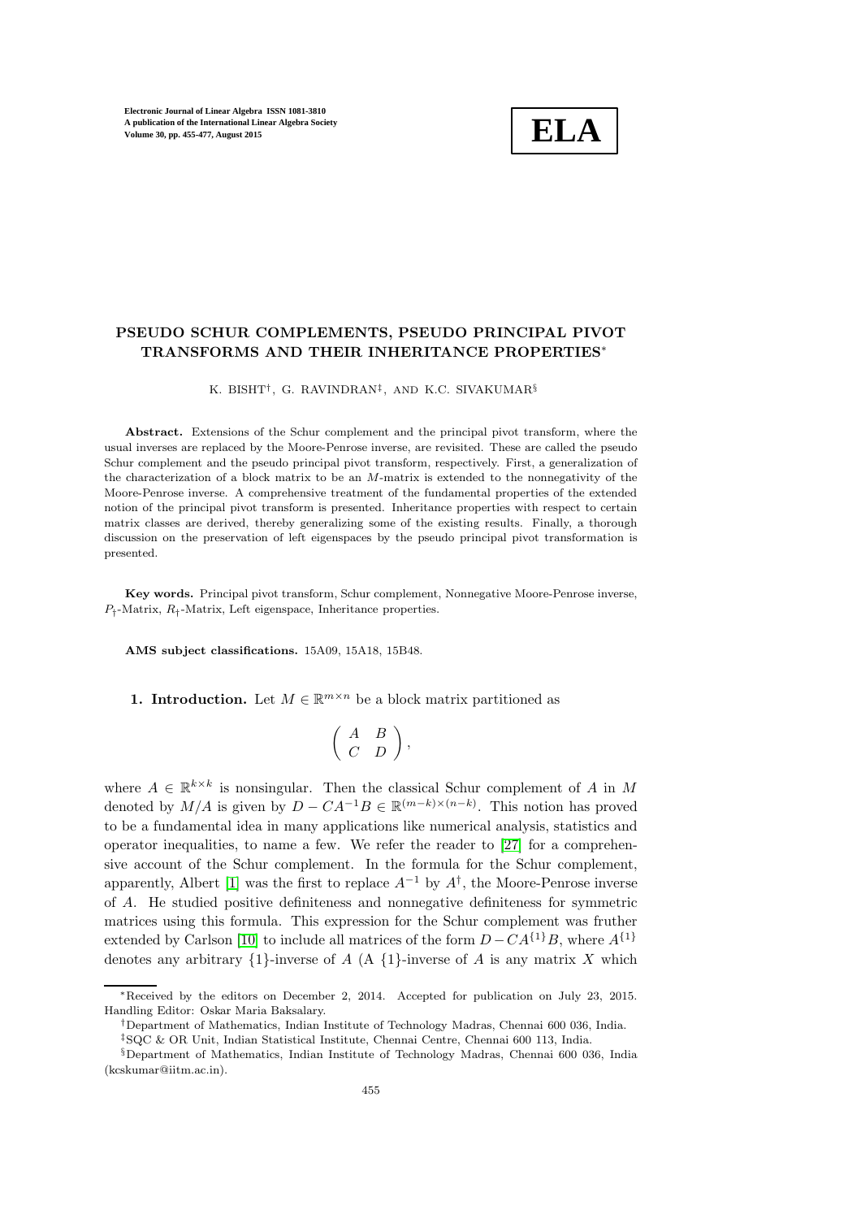# PSEUDO SCHUR COMPLEMENTS, PSEUDO PRINCIPAL PIVOT TRANSFORMS AND THEIR INHERITANCE PROPERTIES*

K. BISHT†, G. RAVINDRAN‡, AND K.C. SIVAKUMAR§

**Abstract.** Extensions of the Schur complement and the principal pivot transform, where the usual inverses are replaced by the Moore-Penrose inverse, are revisited. These are called the pseudo Schur complement and the pseudo principal pivot transform, respectively. First, a generalization of the characterization of a block matrix to be an $M$-matrix is extended to the nonnegativity of the Moore-Penrose inverse. A comprehensive treatment of the fundamental properties of the extended notion of the principal pivot transform is presented. Inheritance properties with respect to certain matrix classes are derived, thereby generalizing some of the existing results. Finally, a thorough discussion on the preservation of left eigenspaces by the pseudo principal pivot transformation is presented.

**Key words.** Principal pivot transform, Schur complement, Nonnegative Moore-Penrose inverse, $P_{\dagger}$-Matrix, $R_{\dagger}$-Matrix, Left eigenspace, Inheritance properties.

**AMS subject classifications.** 15A09, 15A18, 15B48.

**1. Introduction.** Let $M \in \mathbb{R}^{m\times n}$ be a block matrix partitioned as

$$\begin{pmatrix} A & B \\ C & D \end{pmatrix},$$

where $A \in \mathbb{R}^{k\times k}$ is nonsingular. Then the classical Schur complement of $A$ in $M$ denoted by $M/A$ is given by $D - CA^{-1}B \in \mathbb{R}^{(m-k)\times(n-k)}$. This notion has proved to be a fundamental idea in many applications like numerical analysis, statistics and operator inequalities, to name a few. We refer the reader to [27] for a comprehensive account of the Schur complement. In the formula for the Schur complement, apparently, Albert [1] was the first to replace $A^{-1}$ by $A^{\dagger}$, the Moore-Penrose inverse of $A$. He studied positive definiteness and nonnegative definiteness for symmetric matrices using this formula. This expression for the Schur complement was fruther extended by Carlson [10] to include all matrices of the form $D - CA^{\{1\}}B$, where $A^{\{1\}}$ denotes any arbitrary $\{1\}$-inverse of $A$ (A $\{1\}$-inverse of $A$ is any matrix $X$ which

---

*Received by the editors on December 2, 2014. Accepted for publication on July 23, 2015. Handling Editor: Oskar Maria Baksalary.

†Department of Mathematics, Indian Institute of Technology Madras, Chennai 600 036, India.

‡SQC & OR Unit, Indian Statistical Institute, Chennai Centre, Chennai 600 113, India.

§Department of Mathematics, Indian Institute of Technology Madras, Chennai 600 036, India (kcskumar@iitm.ac.in).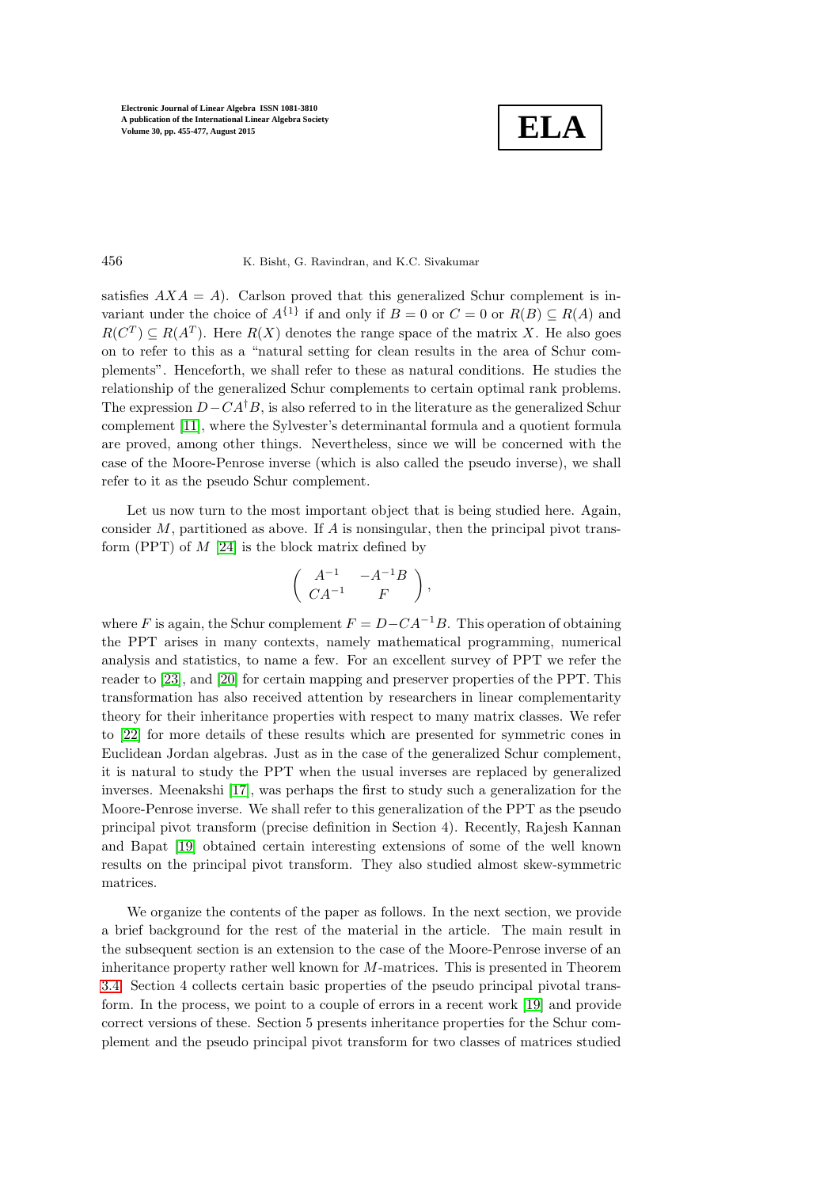satisfies $AXA = A$). Carlson proved that this generalized Schur complement is invariant under the choice of $A^{\{1\}}$ if and only if $B = 0$ or $C = 0$ or $R(B) \subseteq R(A)$ and $R(C^T) \subseteq R(A^T)$. Here $R(X)$ denotes the range space of the matrix $X$. He also goes on to refer to this as a "natural setting for clean results in the area of Schur complements". Henceforth, we shall refer to these as natural conditions. He studies the relationship of the generalized Schur complements to certain optimal rank problems. The expression $D - CA^{\dagger}B$, is also referred to in the literature as the generalized Schur complement [11], where the Sylvester's determinantal formula and a quotient formula are proved, among other things. Nevertheless, since we will be concerned with the case of the Moore-Penrose inverse (which is also called the pseudo inverse), we shall refer to it as the pseudo Schur complement.

Let us now turn to the most important object that is being studied here. Again, consider $M$, partitioned as above. If $A$ is nonsingular, then the principal pivot transform (PPT) of $M$ [24] is the block matrix defined by

$$\begin{pmatrix} A^{-1} & -A^{-1}B \\ CA^{-1} & F \end{pmatrix},$$

where $F$ is again, the Schur complement $F = D - CA^{-1}B$. This operation of obtaining the PPT arises in many contexts, namely mathematical programming, numerical analysis and statistics, to name a few. For an excellent survey of PPT we refer the reader to [23], and [20] for certain mapping and preserver properties of the PPT. This transformation has also received attention by researchers in linear complementarity theory for their inheritance properties with respect to many matrix classes. We refer to [22] for more details of these results which are presented for symmetric cones in Euclidean Jordan algebras. Just as in the case of the generalized Schur complement, it is natural to study the PPT when the usual inverses are replaced by generalized inverses. Meenakshi [17], was perhaps the first to study such a generalization for the Moore-Penrose inverse. We shall refer to this generalization of the PPT as the pseudo principal pivot transform (precise definition in Section 4). Recently, Rajesh Kannan and Bapat [19] obtained certain interesting extensions of some of the well known results on the principal pivot transform. They also studied almost skew-symmetric matrices.

We organize the contents of the paper as follows. In the next section, we provide a brief background for the rest of the material in the article. The main result in the subsequent section is an extension to the case of the Moore-Penrose inverse of an inheritance property rather well known for $M$-matrices. This is presented in Theorem 3.4. Section 4 collects certain basic properties of the pseudo principal pivotal transform. In the process, we point to a couple of errors in a recent work [19] and provide correct versions of these. Section 5 presents inheritance properties for the Schur complement and the pseudo principal pivot transform for two classes of matrices studied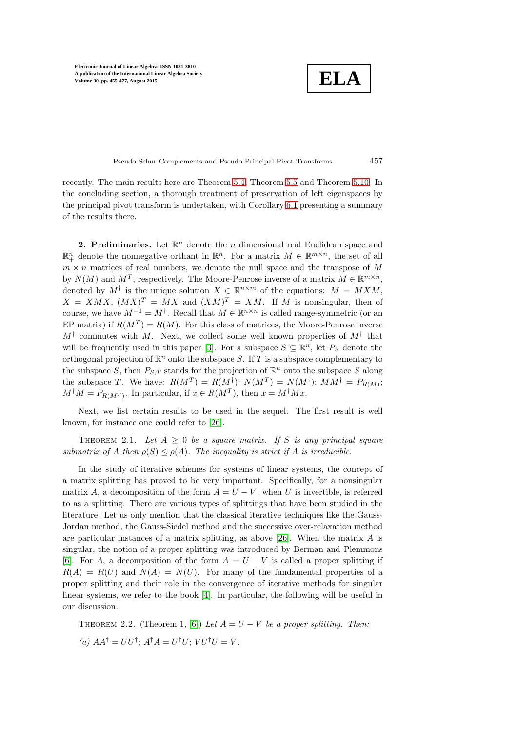recently. The main results here are Theorem 5.4, Theorem 5.5 and Theorem 5.10. In the concluding section, a thorough treatment of preservation of left eigenspaces by the principal pivot transform is undertaken, with Corollary 6.1 presenting a summary of the results there.

**2. Preliminaries.** Let $\mathbb{R}^n$ denote the $n$ dimensional real Euclidean space and $\mathbb{R}^n_+$ denote the nonnegative orthant in $\mathbb{R}^n$. For a matrix $M \in \mathbb{R}^{m\times n}$, the set of all $m \times n$ matrices of real numbers, we denote the null space and the transpose of $M$ by $N(M)$ and $M^T$, respectively. The Moore-Penrose inverse of a matrix $M \in \mathbb{R}^{m\times n}$, denoted by $M^\dagger$ is the unique solution $X \in \mathbb{R}^{n\times m}$ of the equations: $M = MXM$, $X = XMX$, $(MX)^T = MX$ and $(XM)^T = XM$. If $M$ is nonsingular, then of course, we have $M^{-1} = M^\dagger$. Recall that $M \in \mathbb{R}^{n\times n}$ is called range-symmetric (or an EP matrix) if $R(M^T) = R(M)$. For this class of matrices, the Moore-Penrose inverse $M^\dagger$ commutes with $M$. Next, we collect some well known properties of $M^\dagger$ that will be frequently used in this paper [3]. For a subspace $S \subseteq \mathbb{R}^n$, let $P_S$ denote the orthogonal projection of $\mathbb{R}^n$ onto the subspace $S$. If $T$ is a subspace complementary to the subspace $S$, then $P_{S,T}$ stands for the projection of $\mathbb{R}^n$ onto the subspace $S$ along the subspace $T$. We have: $R(M^T) = R(M^\dagger)$; $N(M^T) = N(M^\dagger)$; $MM^\dagger = P_{R(M)}$; $M^\dagger M = P_{R(M^T)}$. In particular, if $x \in R(M^T)$, then $x = M^\dagger M x$.

Next, we list certain results to be used in the sequel. The first result is well known, for instance one could refer to [26].

Theorem 2.1. *Let $A \geq 0$ be a square matrix. If $S$ is any principal square submatrix of $A$ then $\rho(S) \leq \rho(A)$. The inequality is strict if $A$ is irreducible.*

In the study of iterative schemes for systems of linear systems, the concept of a matrix splitting has proved to be very important. Specifically, for a nonsingular matrix $A$, a decomposition of the form $A = U - V$, when $U$ is invertible, is referred to as a splitting. There are various types of splittings that have been studied in the literature. Let us only mention that the classical iterative techniques like the Gauss-Jordan method, the Gauss-Siedel method and the successive over-relaxation method are particular instances of a matrix splitting, as above [26]. When the matrix $A$ is singular, the notion of a proper splitting was introduced by Berman and Plemmons [6]. For $A$, a decomposition of the form $A = U - V$ is called a proper splitting if $R(A) = R(U)$ and $N(A) = N(U)$. For many of the fundamental properties of a proper splitting and their role in the convergence of iterative methods for singular linear systems, we refer to the book [4]. In particular, the following will be useful in our discussion.

Theorem 2.2. (Theorem 1, [6]) *Let $A = U - V$ be a proper splitting. Then:*

*(a) $AA^\dagger = UU^\dagger$; $A^\dagger A = U^\dagger U$; $VU^\dagger U = V$.*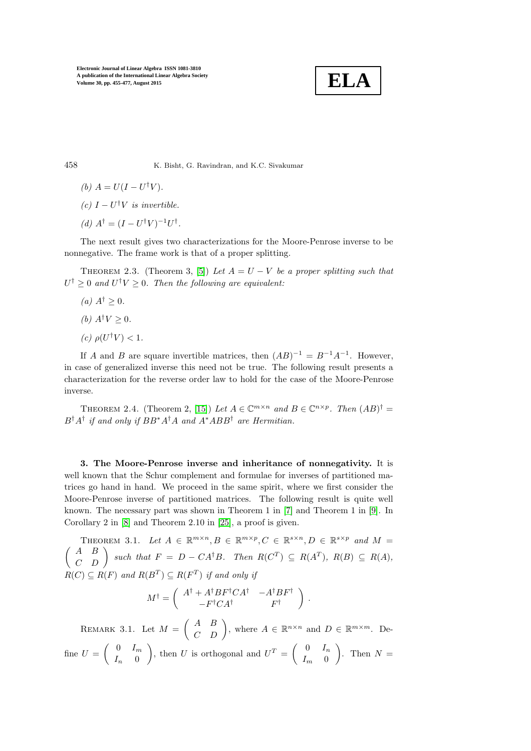(b) $A = U(I - U^\dagger V)$.

(c) $I - U^\dagger V$ *is invertible.*

(d) $A^\dagger = (I - U^\dagger V)^{-1} U^\dagger$.

The next result gives two characterizations for the Moore-Penrose inverse to be nonnegative. The frame work is that of a proper splitting.

Theorem 2.3. (Theorem 3, [5]) *Let $A = U - V$ be a proper splitting such that $U^\dagger \geq 0$ and $U^\dagger V \geq 0$. Then the following are equivalent:*

(a) $A^\dagger \geq 0$.

(b) $A^\dagger V \geq 0$.

(c) $\rho(U^\dagger V) < 1$.

If $A$ and $B$ are square invertible matrices, then $(AB)^{-1} = B^{-1}A^{-1}$. However, in case of generalized inverse this need not be true. The following result presents a characterization for the reverse order law to hold for the case of the Moore-Penrose inverse.

Theorem 2.4. (Theorem 2, [15]) *Let $A \in \mathbb{C}^{m\times n}$ and $B \in \mathbb{C}^{n\times p}$. Then $(AB)^\dagger = B^\dagger A^\dagger$ if and only if $BB^*A^\dagger A$ and $A^*ABB^\dagger$ are Hermitian.*

**3. The Moore-Penrose inverse and inheritance of nonnegativity.** It is well known that the Schur complement and formulae for inverses of partitioned matrices go hand in hand. We proceed in the same spirit, where we first consider the Moore-Penrose inverse of partitioned matrices. The following result is quite well known. The necessary part was shown in Theorem 1 in [7] and Theorem 1 in [9]. In Corollary 2 in [8] and Theorem 2.10 in [25], a proof is given.

Theorem 3.1. *Let $A \in \mathbb{R}^{m\times n}, B \in \mathbb{R}^{m\times p}, C \in \mathbb{R}^{s\times n}, D \in \mathbb{R}^{s\times p}$ and $M = \begin{pmatrix} A & B \\ C & D \end{pmatrix}$ such that $F = D - CA^\dagger B$. Then $R(C^T) \subseteq R(A^T)$, $R(B) \subseteq R(A)$, $R(C) \subseteq R(F)$ and $R(B^T) \subseteq R(F^T)$ if and only if*

$$M^\dagger = \begin{pmatrix} A^\dagger + A^\dagger B F^\dagger C A^\dagger & -A^\dagger B F^\dagger \\ -F^\dagger C A^\dagger & F^\dagger \end{pmatrix}.$$

Remark 3.1. Let $M = \begin{pmatrix} A & B \\ C & D \end{pmatrix}$, where $A \in \mathbb{R}^{n\times n}$ and $D \in \mathbb{R}^{m\times m}$. Define $U = \begin{pmatrix} 0 & I_m \\ I_n & 0 \end{pmatrix}$, then $U$ is orthogonal and $U^T = \begin{pmatrix} 0 & I_n \\ I_m & 0 \end{pmatrix}$. Then $N =$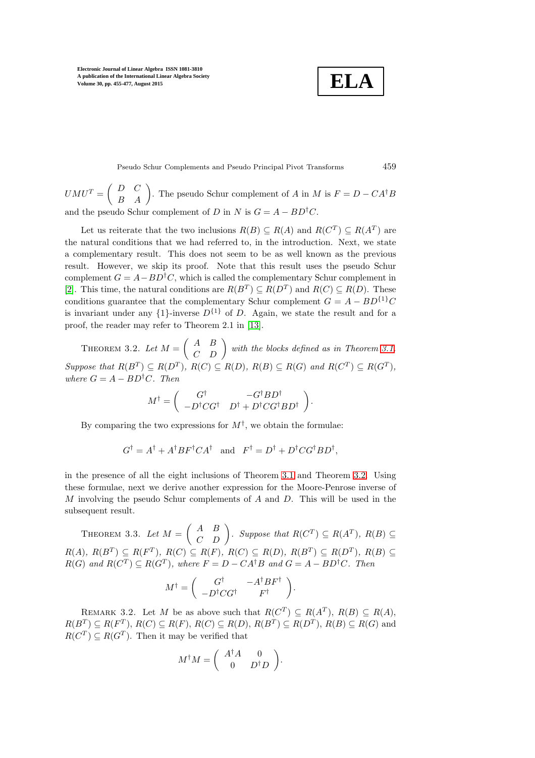$UMU^T = \begin{pmatrix} D & C \\ B & A \end{pmatrix}$. The pseudo Schur complement of $A$ in $M$ is $F = D - CA^\dagger B$ and the pseudo Schur complement of $D$ in $N$ is $G = A - BD^\dagger C$.

Let us reiterate that the two inclusions $R(B) \subseteq R(A)$ and $R(C^T) \subseteq R(A^T)$ are the natural conditions that we had referred to, in the introduction. Next, we state a complementary result. This does not seem to be as well known as the previous result. However, we skip its proof. Note that this result uses the pseudo Schur complement $G = A - BD^\dagger C$, which is called the complementary Schur complement in [2]. This time, the natural conditions are $R(B^T) \subseteq R(D^T)$ and $R(C) \subseteq R(D)$. These conditions guarantee that the complementary Schur complement $G = A - BD^{\{1\}}C$ is invariant under any $\{1\}$-inverse $D^{\{1\}}$ of $D$. Again, we state the result and for a proof, the reader may refer to Theorem 2.1 in [13].

Theorem 3.2. *Let $M = \begin{pmatrix} A & B \\ C & D \end{pmatrix}$ with the blocks defined as in Theorem 3.1. Suppose that $R(B^T) \subseteq R(D^T)$, $R(C) \subseteq R(D)$, $R(B) \subseteq R(G)$ and $R(C^T) \subseteq R(G^T)$, where $G = A - BD^\dagger C$. Then*

$$M^\dagger = \begin{pmatrix} G^\dagger & -G^\dagger BD^\dagger \\ -D^\dagger CG^\dagger & D^\dagger + D^\dagger CG^\dagger BD^\dagger \end{pmatrix}.$$

By comparing the two expressions for $M^\dagger$, we obtain the formulae:

$$G^\dagger = A^\dagger + A^\dagger BF^\dagger CA^\dagger \quad \text{and} \quad F^\dagger = D^\dagger + D^\dagger CG^\dagger BD^\dagger,$$

in the presence of all the eight inclusions of Theorem 3.1 and Theorem 3.2. Using these formulae, next we derive another expression for the Moore-Penrose inverse of $M$ involving the pseudo Schur complements of $A$ and $D$. This will be used in the subsequent result.

Theorem 3.3. *Let $M = \begin{pmatrix} A & B \\ C & D \end{pmatrix}$. Suppose that $R(C^T) \subseteq R(A^T)$, $R(B) \subseteq R(A)$, $R(B^T) \subseteq R(F^T)$, $R(C) \subseteq R(F)$, $R(C) \subseteq R(D)$, $R(B^T) \subseteq R(D^T)$, $R(B) \subseteq R(G)$ and $R(C^T) \subseteq R(G^T)$, where $F = D - CA^\dagger B$ and $G = A - BD^\dagger C$. Then*

$$M^\dagger = \begin{pmatrix} G^\dagger & -A^\dagger BF^\dagger \\ -D^\dagger CG^\dagger & F^\dagger \end{pmatrix}.$$

Remark 3.2. Let $M$ be as above such that $R(C^T) \subseteq R(A^T)$, $R(B) \subseteq R(A)$, $R(B^T) \subseteq R(F^T)$, $R(C) \subseteq R(F)$, $R(C) \subseteq R(D)$, $R(B^T) \subseteq R(D^T)$, $R(B) \subseteq R(G)$ and $R(C^T) \subseteq R(G^T)$. Then it may be verified that

$$M^\dagger M = \begin{pmatrix} A^\dagger A & 0 \\ 0 & D^\dagger D \end{pmatrix}.$$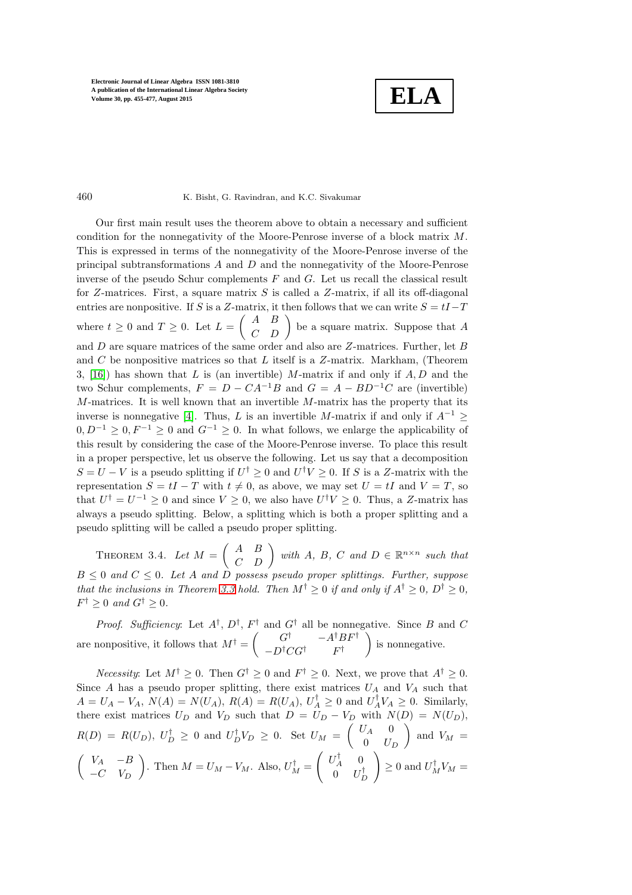Our first main result uses the theorem above to obtain a necessary and sufficient condition for the nonnegativity of the Moore-Penrose inverse of a block matrix $M$. This is expressed in terms of the nonnegativity of the Moore-Penrose inverse of the principal subtransformations $A$ and $D$ and the nonnegativity of the Moore-Penrose inverse of the pseudo Schur complements $F$ and $G$. Let us recall the classical result for $Z$-matrices. First, a square matrix $S$ is called a $Z$-matrix, if all its off-diagonal entries are nonpositive. If $S$ is a $Z$-matrix, it then follows that we can write $S = tI - T$ where $t \geq 0$ and $T \geq 0$. Let $L = \begin{pmatrix} A & B \\ C & D \end{pmatrix}$ be a square matrix. Suppose that $A$ and $D$ are square matrices of the same order and also are $Z$-matrices. Further, let $B$ and $C$ be nonpositive matrices so that $L$ itself is a $Z$-matrix. Markham, (Theorem 3, [16]) has shown that $L$ is (an invertible) $M$-matrix if and only if $A, D$ and the two Schur complements, $F = D - CA^{-1}B$ and $G = A - BD^{-1}C$ are (invertible) $M$-matrices. It is well known that an invertible $M$-matrix has the property that its inverse is nonnegative [4]. Thus, $L$ is an invertible $M$-matrix if and only if $A^{-1} \geq 0, D^{-1} \geq 0, F^{-1} \geq 0$ and $G^{-1} \geq 0$. In what follows, we enlarge the applicability of this result by considering the case of the Moore-Penrose inverse. To place this result in a proper perspective, let us observe the following. Let us say that a decomposition $S = U - V$ is a pseudo splitting if $U^{\dagger} \geq 0$ and $U^{\dagger}V \geq 0$. If $S$ is a $Z$-matrix with the representation $S = tI - T$ with $t \neq 0$, as above, we may set $U = tI$ and $V = T$, so that $U^{\dagger} = U^{-1} \geq 0$ and since $V \geq 0$, we also have $U^{\dagger}V \geq 0$. Thus, a $Z$-matrix has always a pseudo splitting. Below, a splitting which is both a proper splitting and a pseudo splitting will be called a pseudo proper splitting.

THEOREM 3.4. *Let* $M = \begin{pmatrix} A & B \\ C & D \end{pmatrix}$ *with* $A$, $B$, $C$ *and* $D \in \mathbb{R}^{n \times n}$ *such that* $B \leq 0$ *and* $C \leq 0$. *Let* $A$ *and* $D$ *possess pseudo proper splittings. Further, suppose that the inclusions in Theorem 3.3 hold. Then* $M^{\dagger} \geq 0$ *if and only if* $A^{\dagger} \geq 0$, $D^{\dagger} \geq 0$, $F^{\dagger} \geq 0$ *and* $G^{\dagger} \geq 0$.

*Proof*. *Sufficiency*: Let $A^{\dagger}$, $D^{\dagger}$, $F^{\dagger}$ and $G^{\dagger}$ all be nonnegative. Since $B$ and $C$ are nonpositive, it follows that $M^{\dagger} = \begin{pmatrix} G^{\dagger} & -A^{\dagger}BF^{\dagger} \\ -D^{\dagger}CG^{\dagger} & F^{\dagger} \end{pmatrix}$ is nonnegative.

*Necessity*: Let $M^{\dagger} \geq 0$. Then $G^{\dagger} \geq 0$ and $F^{\dagger} \geq 0$. Next, we prove that $A^{\dagger} \geq 0$. Since $A$ has a pseudo proper splitting, there exist matrices $U_A$ and $V_A$ such that $A = U_A - V_A$, $N(A) = N(U_A)$, $R(A) = R(U_A)$, $U_A^{\dagger} \geq 0$ and $U_A^{\dagger}V_A \geq 0$. Similarly, there exist matrices $U_D$ and $V_D$ such that $D = U_D - V_D$ with $N(D) = N(U_D)$, $R(D) = R(U_D)$, $U_D^{\dagger} \geq 0$ and $U_D^{\dagger}V_D \geq 0$. Set $U_M = \begin{pmatrix} U_A & 0 \\ 0 & U_D \end{pmatrix}$ and $V_M = \begin{pmatrix} V_A & -B \\ -C & V_D \end{pmatrix}$. Then $M = U_M - V_M$. Also, $U_M^{\dagger} = \begin{pmatrix} U_A^{\dagger} & 0 \\ 0 & U_D^{\dagger} \end{pmatrix} \geq 0$ and $U_M^{\dagger}V_M =$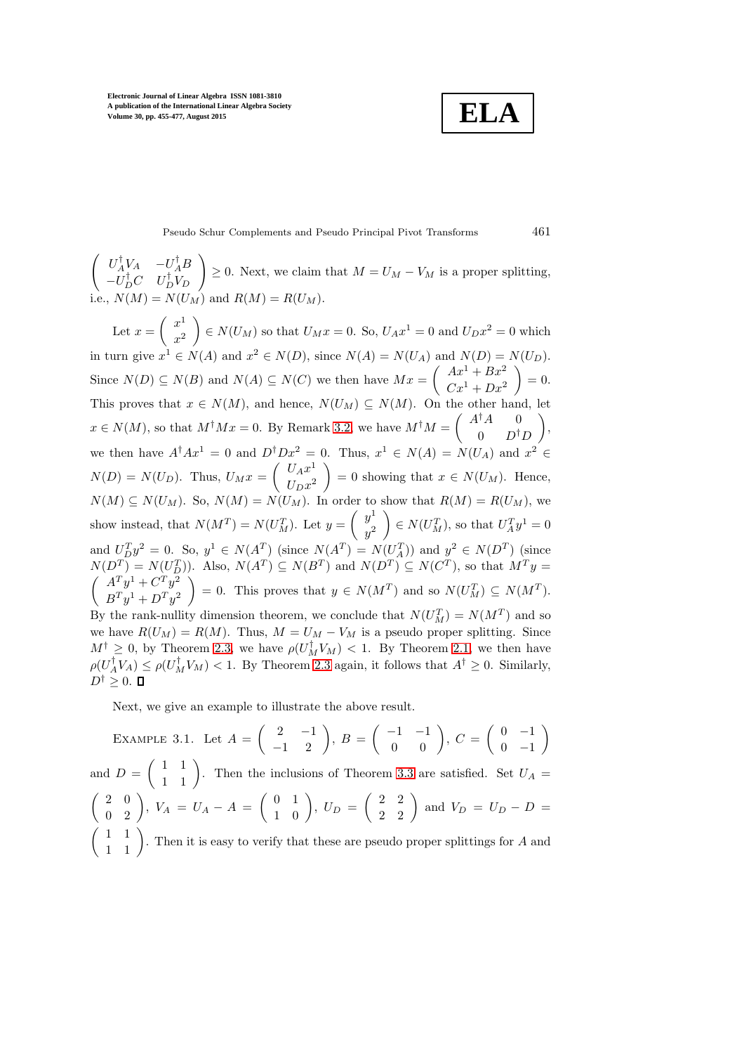$\begin{pmatrix} U_A^\dagger V_A & -U_A^\dagger B \\ -U_D^\dagger C & U_D^\dagger V_D \end{pmatrix} \geq 0$. Next, we claim that $M = U_M - V_M$ is a proper splitting, i.e., $N(M) = N(U_M)$ and $R(M) = R(U_M)$.

Let $x = \begin{pmatrix} x^1 \\ x^2 \end{pmatrix} \in N(U_M)$ so that $U_M x = 0$. So, $U_A x^1 = 0$ and $U_D x^2 = 0$ which in turn give $x^1 \in N(A)$ and $x^2 \in N(D)$, since $N(A) = N(U_A)$ and $N(D) = N(U_D)$. Since $N(D) \subseteq N(B)$ and $N(A) \subseteq N(C)$ we then have $Mx = \begin{pmatrix} Ax^1 + Bx^2 \\ Cx^1 + Dx^2 \end{pmatrix} = 0$. This proves that $x \in N(M)$, and hence, $N(U_M) \subseteq N(M)$. On the other hand, let $x \in N(M)$, so that $M^\dagger M x = 0$. By Remark 3.2, we have $M^\dagger M = \begin{pmatrix} A^\dagger A & 0 \\ 0 & D^\dagger D \end{pmatrix}$, we then have $A^\dagger A x^1 = 0$ and $D^\dagger D x^2 = 0$. Thus, $x^1 \in N(A) = N(U_A)$ and $x^2 \in N(D) = N(U_D)$. Thus, $U_M x = \begin{pmatrix} U_A x^1 \\ U_D x^2 \end{pmatrix} = 0$ showing that $x \in N(U_M)$. Hence, $N(M) \subseteq N(U_M)$. So, $N(M) = N(U_M)$. In order to show that $R(M) = R(U_M)$, we show instead, that $N(M^T) = N(U_M^T)$. Let $y = \begin{pmatrix} y^1 \\ y^2 \end{pmatrix} \in N(U_M^T)$, so that $U_A^T y^1 = 0$ and $U_D^T y^2 = 0$. So, $y^1 \in N(A^T)$ (since $N(A^T) = N(U_A^T)$) and $y^2 \in N(D^T)$ (since $N(D^T) = N(U_D^T)$). Also, $N(A^T) \subseteq N(B^T)$ and $N(D^T) \subseteq N(C^T)$, so that $M^T y = \begin{pmatrix} A^T y^1 + C^T y^2 \\ B^T y^1 + D^T y^2 \end{pmatrix} = 0$. This proves that $y \in N(M^T)$ and so $N(U_M^T) \subseteq N(M^T)$. By the rank-nullity dimension theorem, we conclude that $N(U_M^T) = N(M^T)$ and so we have $R(U_M) = R(M)$. Thus, $M = U_M - V_M$ is a pseudo proper splitting. Since $M^\dagger \geq 0$, by Theorem 2.3, we have $\rho(U_M^\dagger V_M) < 1$. By Theorem 2.1, we then have $\rho(U_A^\dagger V_A) \leq \rho(U_M^\dagger V_M) < 1$. By Theorem 2.3 again, it follows that $A^\dagger \geq 0$. Similarly, $D^\dagger \geq 0$. $\square$

Next, we give an example to illustrate the above result.

Example 3.1. Let $A = \begin{pmatrix} 2 & -1 \\ -1 & 2 \end{pmatrix}$, $B = \begin{pmatrix} -1 & -1 \\ 0 & 0 \end{pmatrix}$, $C = \begin{pmatrix} 0 & -1 \\ 0 & -1 \end{pmatrix}$ and $D = \begin{pmatrix} 1 & 1 \\ 1 & 1 \end{pmatrix}$. Then the inclusions of Theorem 3.3 are satisfied. Set $U_A = \begin{pmatrix} 2 & 0 \\ 0 & 2 \end{pmatrix}$, $V_A = U_A - A = \begin{pmatrix} 0 & 1 \\ 1 & 0 \end{pmatrix}$, $U_D = \begin{pmatrix} 2 & 2 \\ 2 & 2 \end{pmatrix}$ and $V_D = U_D - D = \begin{pmatrix} 1 & 1 \\ 1 & 1 \end{pmatrix}$. Then it is easy to verify that these are pseudo proper splittings for $A$ and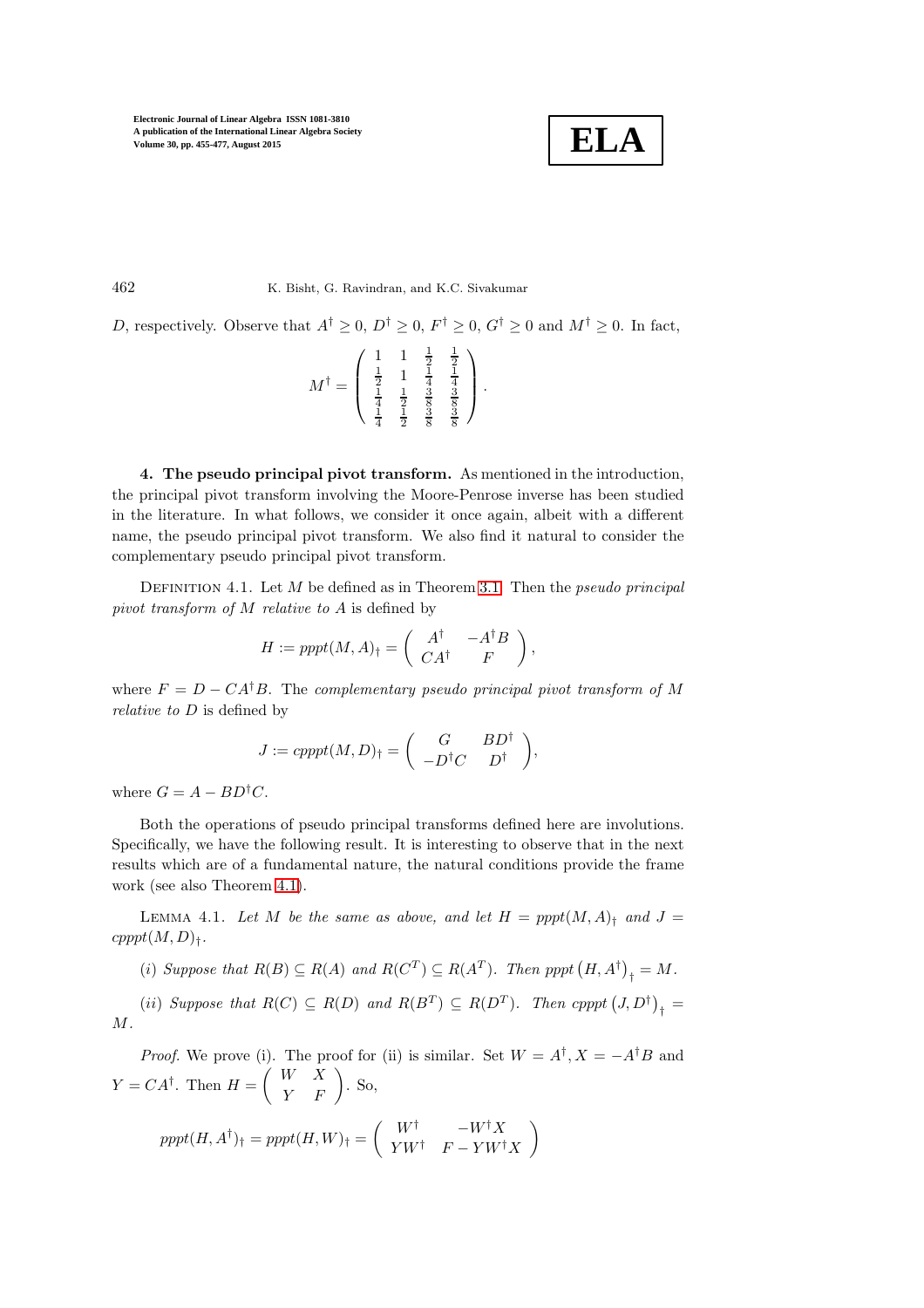$D$, respectively. Observe that $A^\dagger \geq 0$, $D^\dagger \geq 0$, $F^\dagger \geq 0$, $G^\dagger \geq 0$ and $M^\dagger \geq 0$. In fact,

$$M^\dagger = \begin{pmatrix} 1 & 1 & \frac{1}{2} & \frac{1}{2} \\ \frac{1}{2} & 1 & \frac{1}{4} & \frac{1}{4} \\ \frac{1}{4} & \frac{1}{2} & \frac{3}{8} & \frac{3}{8} \\ \frac{1}{4} & \frac{1}{2} & \frac{3}{8} & \frac{3}{8} \end{pmatrix}.$$

**4. The pseudo principal pivot transform.** As mentioned in the introduction, the principal pivot transform involving the Moore-Penrose inverse has been studied in the literature. In what follows, we consider it once again, albeit with a different name, the pseudo principal pivot transform. We also find it natural to consider the complementary pseudo principal pivot transform.

Definition 4.1. Let $M$ be defined as in Theorem 3.1. Then the *pseudo principal pivot transform of $M$ relative to $A$* is defined by

$$H := pppt(M, A)_\dagger = \begin{pmatrix} A^\dagger & -A^\dagger B \\ CA^\dagger & F \end{pmatrix},$$

where $F = D - CA^\dagger B$. The *complementary pseudo principal pivot transform of $M$ relative to $D$* is defined by

$$J := cpppt(M, D)_\dagger = \begin{pmatrix} G & BD^\dagger \\ -D^\dagger C & D^\dagger \end{pmatrix},$$

where $G = A - BD^\dagger C$.

Both the operations of pseudo principal transforms defined here are involutions. Specifically, we have the following result. It is interesting to observe that in the next results which are of a fundamental nature, the natural conditions provide the frame work (see also Theorem 4.1).

Lemma 4.1. *Let $M$ be the same as above, and let $H = pppt(M, A)_\dagger$ and $J = cpppt(M, D)_\dagger$.*

*(i) Suppose that $R(B) \subseteq R(A)$ and $R(C^T) \subseteq R(A^T)$. Then $pppt\left(H, A^\dagger\right)_\dagger = M$.*

*(ii) Suppose that $R(C) \subseteq R(D)$ and $R(B^T) \subseteq R(D^T)$. Then $cpppt\left(J, D^\dagger\right)_\dagger = M$.*

*Proof.* We prove (i). The proof for (ii) is similar. Set $W = A^\dagger, X = -A^\dagger B$ and $Y = CA^\dagger$. Then $H = \begin{pmatrix} W & X \\ Y & F \end{pmatrix}$. So,

$$pppt(H, A^\dagger)_\dagger = pppt(H, W)_\dagger = \begin{pmatrix} W^\dagger & -W^\dagger X \\ YW^\dagger & F - YW^\dagger X \end{pmatrix}$$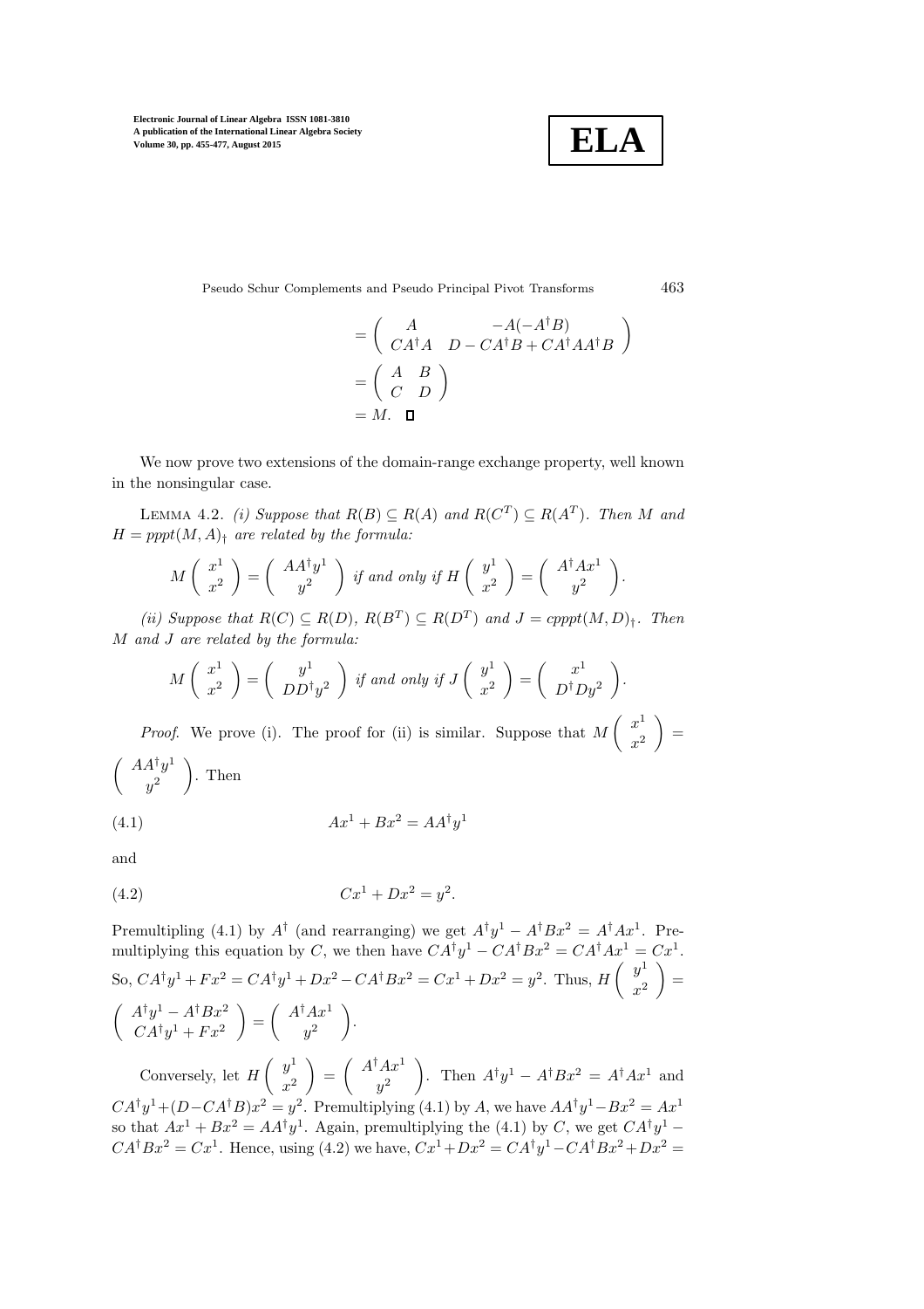$$
\begin{aligned}
&= \begin{pmatrix} A & -A(-A^\dagger B) \\ CA^\dagger A & D - CA^\dagger B + CA^\dagger AA^\dagger B \end{pmatrix} \\
&= \begin{pmatrix} A & B \\ C & D \end{pmatrix} \\
&= M. \quad \square
\end{aligned}
$$

We now prove two extensions of the domain-range exchange property, well known in the nonsingular case.

Lemma 4.2. *(i) Suppose that $R(B) \subseteq R(A)$ and $R(C^T) \subseteq R(A^T)$. Then $M$ and $H = pppt(M, A)_\dagger$ are related by the formula:*

$$
M \begin{pmatrix} x^1 \\ x^2 \end{pmatrix} = \begin{pmatrix} AA^\dagger y^1 \\ y^2 \end{pmatrix} \text{ if and only if } H \begin{pmatrix} y^1 \\ x^2 \end{pmatrix} = \begin{pmatrix} A^\dagger A x^1 \\ y^2 \end{pmatrix}.
$$

*(ii) Suppose that $R(C) \subseteq R(D)$, $R(B^T) \subseteq R(D^T)$ and $J = cpppt(M, D)_\dagger$. Then $M$ and $J$ are related by the formula:*

$$
M \begin{pmatrix} x^1 \\ x^2 \end{pmatrix} = \begin{pmatrix} y^1 \\ DD^\dagger y^2 \end{pmatrix} \text{ if and only if } J \begin{pmatrix} y^1 \\ x^2 \end{pmatrix} = \begin{pmatrix} x^1 \\ D^\dagger D y^2 \end{pmatrix}.
$$

*Proof.* We prove (i). The proof for (ii) is similar. Suppose that $M \begin{pmatrix} x^1 \\ x^2 \end{pmatrix} = \begin{pmatrix} AA^\dagger y^1 \\ y^2 \end{pmatrix}$. Then

$$
Ax^1 + Bx^2 = AA^\dagger y^1 \tag{4.1}
$$

and

$$
Cx^1 + Dx^2 = y^2. \tag{4.2}
$$

Premultipling (4.1) by $A^\dagger$ (and rearranging) we get $A^\dagger y^1 - A^\dagger B x^2 = A^\dagger A x^1$. Premultiplying this equation by $C$, we then have $CA^\dagger y^1 - CA^\dagger B x^2 = CA^\dagger A x^1 = Cx^1$. So, $CA^\dagger y^1 + Fx^2 = CA^\dagger y^1 + Dx^2 - CA^\dagger B x^2 = Cx^1 + Dx^2 = y^2$. Thus, $H \begin{pmatrix} y^1 \\ x^2 \end{pmatrix} = \begin{pmatrix} A^\dagger y^1 - A^\dagger B x^2 \\ CA^\dagger y^1 + Fx^2 \end{pmatrix} = \begin{pmatrix} A^\dagger A x^1 \\ y^2 \end{pmatrix}$.

Conversely, let $H \begin{pmatrix} y^1 \\ x^2 \end{pmatrix} = \begin{pmatrix} A^\dagger A x^1 \\ y^2 \end{pmatrix}$. Then $A^\dagger y^1 - A^\dagger B x^2 = A^\dagger A x^1$ and $CA^\dagger y^1 + (D - CA^\dagger B)x^2 = y^2$. Premultiplying (4.1) by $A$, we have $AA^\dagger y^1 - Bx^2 = Ax^1$ so that $Ax^1 + Bx^2 = AA^\dagger y^1$. Again, premultiplying the (4.1) by $C$, we get $CA^\dagger y^1 - CA^\dagger B x^2 = Cx^1$. Hence, using (4.2) we have, $Cx^1 + Dx^2 = CA^\dagger y^1 - CA^\dagger B x^2 + Dx^2 =$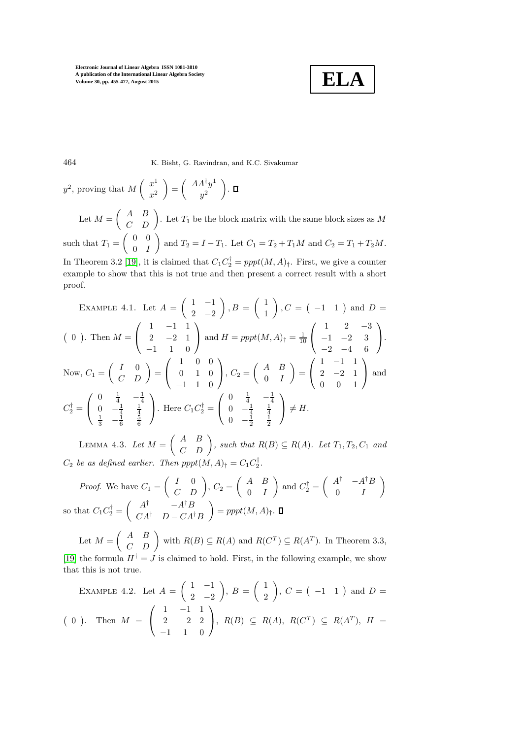$y^2$, proving that $M\begin{pmatrix} x^1 \\ x^2 \end{pmatrix} = \begin{pmatrix} AA^\dagger y^1 \\ y^2 \end{pmatrix}$. $\square$

Let $M = \begin{pmatrix} A & B \\ C & D \end{pmatrix}$. Let $T_1$ be the block matrix with the same block sizes as $M$ such that $T_1 = \begin{pmatrix} 0 & 0 \\ 0 & I \end{pmatrix}$ and $T_2 = I - T_1$. Let $C_1 = T_2 + T_1 M$ and $C_2 = T_1 + T_2 M$. In Theorem 3.2 [19], it is claimed that $C_1 C_2^\dagger = pppt(M, A)_\dagger$. First, we give a counter example to show that this is not true and then present a correct result with a short proof.

Example 4.1. Let $A = \begin{pmatrix} 1 & -1 \\ 2 & -2 \end{pmatrix}, B = \begin{pmatrix} 1 \\ 1 \end{pmatrix}, C = \begin{pmatrix} -1 & 1 \end{pmatrix}$ and $D = \begin{pmatrix} 0 \end{pmatrix}$. Then $M = \begin{pmatrix} 1 & -1 & 1 \\ 2 & -2 & 1 \\ -1 & 1 & 0 \end{pmatrix}$ and $H = pppt(M, A)_\dagger = \frac{1}{10}\begin{pmatrix} 1 & 2 & -3 \\ -1 & -2 & 3 \\ -2 & -4 & 6 \end{pmatrix}$. Now, $C_1 = \begin{pmatrix} I & 0 \\ C & D \end{pmatrix} = \begin{pmatrix} 1 & 0 & 0 \\ 0 & 1 & 0 \\ -1 & 1 & 0 \end{pmatrix}$, $C_2 = \begin{pmatrix} A & B \\ 0 & I \end{pmatrix} = \begin{pmatrix} 1 & -1 & 1 \\ 2 & -2 & 1 \\ 0 & 0 & 1 \end{pmatrix}$ and $C_2^\dagger = \begin{pmatrix} 0 & \frac{1}{4} & -\frac{1}{4} \\ 0 & -\frac{1}{4} & \frac{1}{4} \\ \frac{1}{3} & -\frac{1}{6} & \frac{5}{6} \end{pmatrix}$. Here $C_1 C_2^\dagger = \begin{pmatrix} 0 & \frac{1}{4} & -\frac{1}{4} \\ 0 & -\frac{1}{4} & \frac{1}{4} \\ 0 & -\frac{1}{2} & \frac{1}{2} \end{pmatrix} \neq H$.

Lemma 4.3. *Let $M = \begin{pmatrix} A & B \\ C & D \end{pmatrix}$, such that $R(B) \subseteq R(A)$. Let $T_1, T_2, C_1$ and $C_2$ be as defined earlier. Then $pppt(M, A)_\dagger = C_1 C_2^\dagger$.*

*Proof.* We have $C_1 = \begin{pmatrix} I & 0 \\ C & D \end{pmatrix}$, $C_2 = \begin{pmatrix} A & B \\ 0 & I \end{pmatrix}$ and $C_2^\dagger = \begin{pmatrix} A^\dagger & -A^\dagger B \\ 0 & I \end{pmatrix}$ so that $C_1 C_2^\dagger = \begin{pmatrix} A^\dagger & -A^\dagger B \\ CA^\dagger & D - CA^\dagger B \end{pmatrix} = pppt(M, A)_\dagger$. $\square$

Let $M = \begin{pmatrix} A & B \\ C & D \end{pmatrix}$ with $R(B) \subseteq R(A)$ and $R(C^T) \subseteq R(A^T)$. In Theorem 3.3, [19] the formula $H^\dagger = J$ is claimed to hold. First, in the following example, we show that this is not true.

Example 4.2. Let $A = \begin{pmatrix} 1 & -1 \\ 2 & -2 \end{pmatrix}$, $B = \begin{pmatrix} 1 \\ 2 \end{pmatrix}$, $C = \begin{pmatrix} -1 & 1 \end{pmatrix}$ and $D = \begin{pmatrix} 0 \end{pmatrix}$. Then $M = \begin{pmatrix} 1 & -1 & 1 \\ 2 & -2 & 2 \\ -1 & 1 & 0 \end{pmatrix}$, $R(B) \subseteq R(A)$, $R(C^T) \subseteq R(A^T)$, $H =$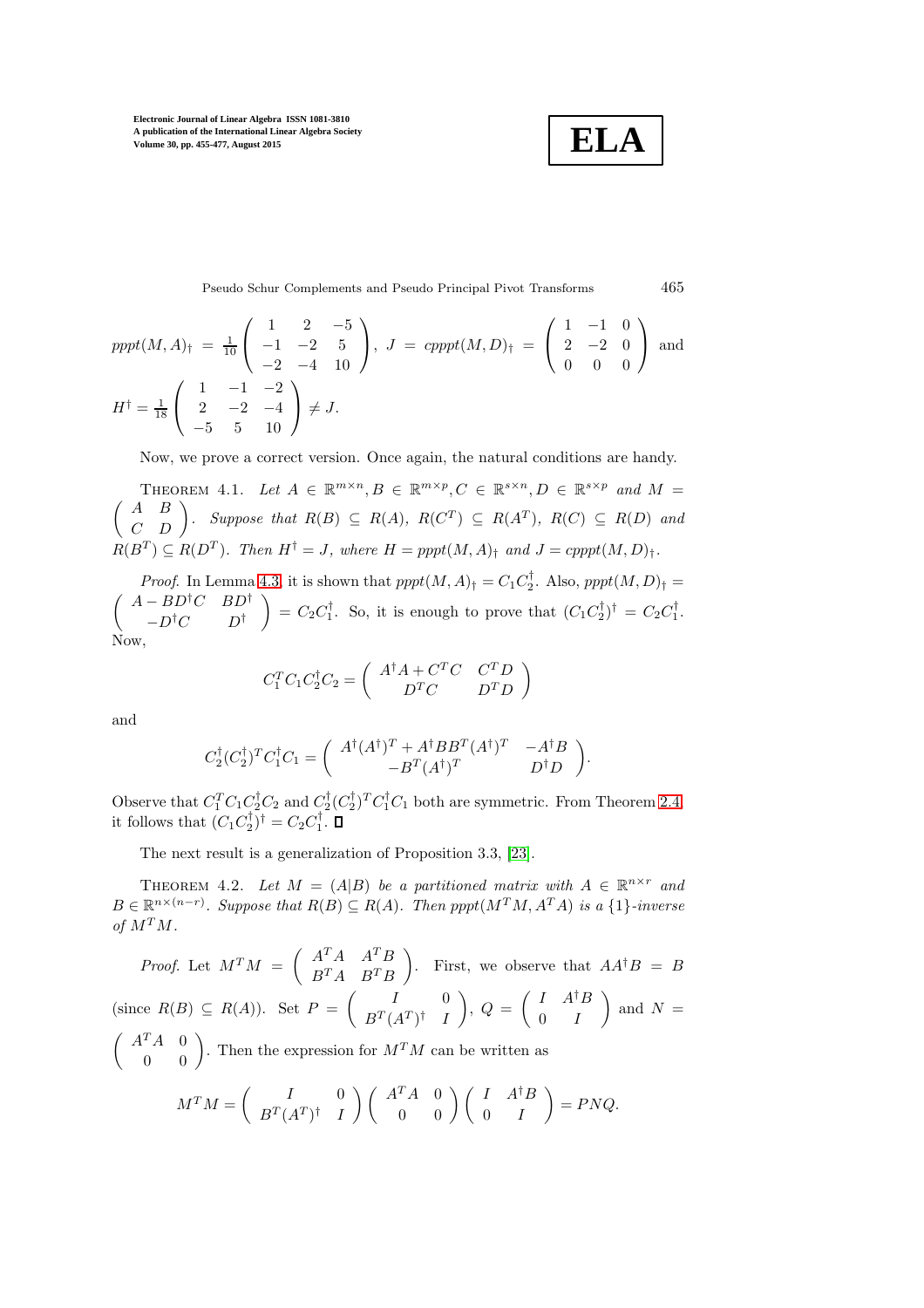$pppt(M,A)_{\dagger} = \frac{1}{10}\begin{pmatrix} 1 & 2 & -5 \\ -1 & -2 & 5 \\ -2 & -4 & 10 \end{pmatrix}$, $J = cpppt(M,D)_{\dagger} = \begin{pmatrix} 1 & -1 & 0 \\ 2 & -2 & 0 \\ 0 & 0 & 0 \end{pmatrix}$ and $H^{\dagger} = \frac{1}{18}\begin{pmatrix} 1 & -1 & -2 \\ 2 & -2 & -4 \\ -5 & 5 & 10 \end{pmatrix} \neq J$.

Now, we prove a correct version. Once again, the natural conditions are handy.

THEOREM 4.1. *Let $A \in \mathbb{R}^{m\times n}, B \in \mathbb{R}^{m\times p}, C \in \mathbb{R}^{s\times n}, D \in \mathbb{R}^{s\times p}$ and $M = \begin{pmatrix} A & B \\ C & D \end{pmatrix}$. Suppose that $R(B) \subseteq R(A)$, $R(C^T) \subseteq R(A^T)$, $R(C) \subseteq R(D)$ and $R(B^T) \subseteq R(D^T)$. Then $H^{\dagger} = J$, where $H = pppt(M,A)_{\dagger}$ and $J = cpppt(M,D)_{\dagger}$.*

*Proof.* In Lemma 4.3, it is shown that $pppt(M,A)_{\dagger} = C_1C_2^{\dagger}$. Also, $pppt(M,D)_{\dagger} = \begin{pmatrix} A - BD^{\dagger}C & BD^{\dagger} \\ -D^{\dagger}C & D^{\dagger} \end{pmatrix} = C_2C_1^{\dagger}$. So, it is enough to prove that $(C_1C_2^{\dagger})^{\dagger} = C_2C_1^{\dagger}$. Now,

$$C_1^TC_1C_2^{\dagger}C_2 = \begin{pmatrix} A^{\dagger}A + C^TC & C^TD \\ D^TC & D^TD \end{pmatrix}$$

and

$$C_2^{\dagger}(C_2^{\dagger})^TC_1^{\dagger}C_1 = \begin{pmatrix} A^{\dagger}(A^{\dagger})^T + A^{\dagger}BB^T(A^{\dagger})^T & -A^{\dagger}B \\ -B^T(A^{\dagger})^T & D^{\dagger}D \end{pmatrix}.$$

Observe that $C_1^TC_1C_2^{\dagger}C_2$ and $C_2^{\dagger}(C_2^{\dagger})^TC_1^{\dagger}C_1$ both are symmetric. From Theorem 2.4, it follows that $(C_1C_2^{\dagger})^{\dagger} = C_2C_1^{\dagger}$. ∎

The next result is a generalization of Proposition 3.3, [23].

THEOREM 4.2. *Let $M = (A|B)$ be a partitioned matrix with $A \in \mathbb{R}^{n\times r}$ and $B \in \mathbb{R}^{n\times(n-r)}$. Suppose that $R(B) \subseteq R(A)$. Then $pppt(M^TM, A^TA)$ is a $\{1\}$-inverse of $M^TM$.*

*Proof.* Let $M^TM = \begin{pmatrix} A^TA & A^TB \\ B^TA & B^TB \end{pmatrix}$. First, we observe that $AA^{\dagger}B = B$ (since $R(B) \subseteq R(A)$). Set $P = \begin{pmatrix} I & 0 \\ B^T(A^T)^{\dagger} & I \end{pmatrix}$, $Q = \begin{pmatrix} I & A^{\dagger}B \\ 0 & I \end{pmatrix}$ and $N = \begin{pmatrix} A^TA & 0 \\ 0 & 0 \end{pmatrix}$. Then the expression for $M^TM$ can be written as

$$M^TM = \begin{pmatrix} I & 0 \\ B^T(A^T)^{\dagger} & I \end{pmatrix}\begin{pmatrix} A^TA & 0 \\ 0 & 0 \end{pmatrix}\begin{pmatrix} I & A^{\dagger}B \\ 0 & I \end{pmatrix} = PNQ.$$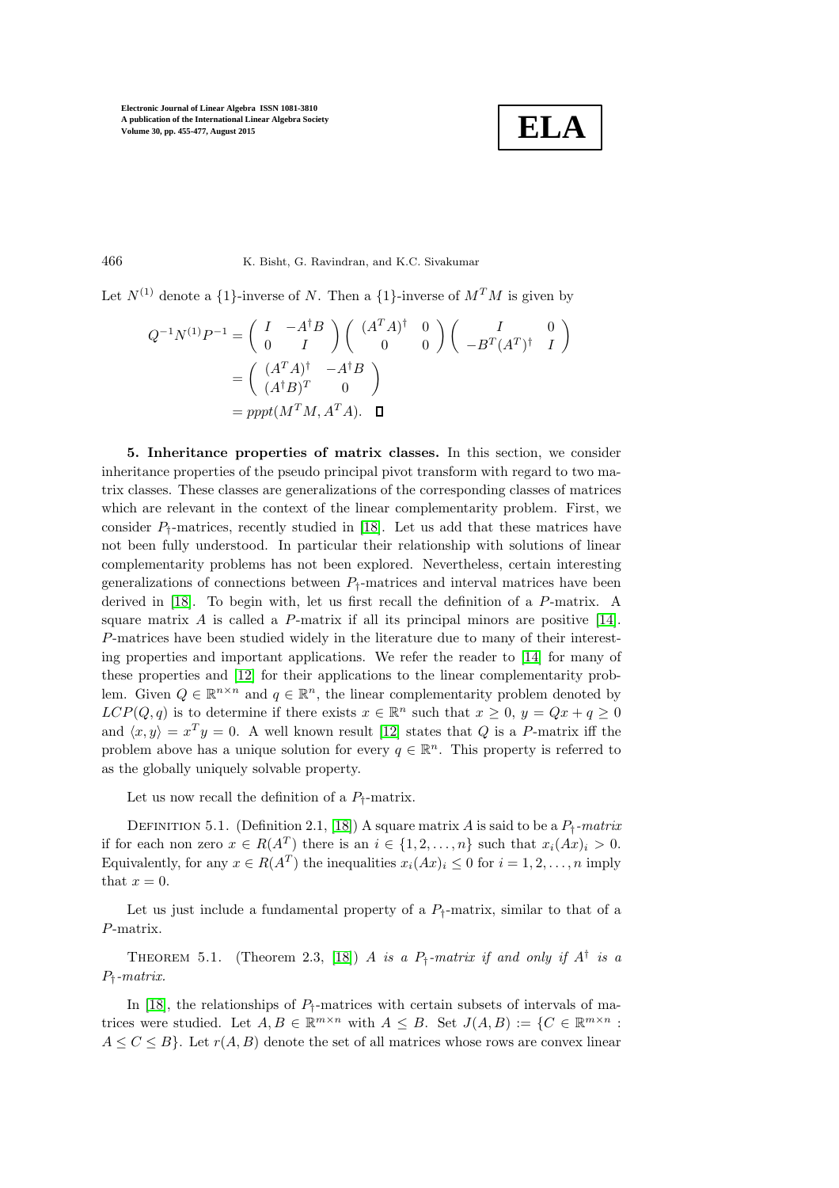Let $N^{(1)}$ denote a {1}-inverse of $N$. Then a {1}-inverse of $M^TM$ is given by

$$
\begin{aligned}
Q^{-1}N^{(1)}P^{-1} &= \begin{pmatrix} I & -A^\dagger B \\ 0 & I \end{pmatrix} \begin{pmatrix} (A^TA)^\dagger & 0 \\ 0 & 0 \end{pmatrix} \begin{pmatrix} I & 0 \\ -B^T(A^T)^\dagger & I \end{pmatrix} \\
&= \begin{pmatrix} (A^TA)^\dagger & -A^\dagger B \\ (A^\dagger B)^T & 0 \end{pmatrix} \\
&= pppt(M^TM, A^TA). \quad \square
\end{aligned}
$$

**5. Inheritance properties of matrix classes.** In this section, we consider inheritance properties of the pseudo principal pivot transform with regard to two matrix classes. These classes are generalizations of the corresponding classes of matrices which are relevant in the context of the linear complementarity problem. First, we consider $P_\dagger$-matrices, recently studied in [18]. Let us add that these matrices have not been fully understood. In particular their relationship with solutions of linear complementarity problems has not been explored. Nevertheless, certain interesting generalizations of connections between $P_\dagger$-matrices and interval matrices have been derived in [18]. To begin with, let us first recall the definition of a $P$-matrix. A square matrix $A$ is called a $P$-matrix if all its principal minors are positive [14]. $P$-matrices have been studied widely in the literature due to many of their interesting properties and important applications. We refer the reader to [14] for many of these properties and [12] for their applications to the linear complementarity problem. Given $Q \in \mathbb{R}^{n\times n}$ and $q \in \mathbb{R}^n$, the linear complementarity problem denoted by $LCP(Q, q)$ is to determine if there exists $x \in \mathbb{R}^n$ such that $x \geq 0$, $y = Qx + q \geq 0$ and $\langle x, y\rangle = x^Ty = 0$. A well known result [12] states that $Q$ is a $P$-matrix iff the problem above has a unique solution for every $q \in \mathbb{R}^n$. This property is referred to as the globally uniquely solvable property.

Let us now recall the definition of a $P_\dagger$-matrix.

Definition 5.1. (Definition 2.1, [18]) A square matrix $A$ is said to be a *$P_\dagger$-matrix* if for each non zero $x \in R(A^T)$ there is an $i \in \{1, 2, \ldots, n\}$ such that $x_i(Ax)_i > 0$. Equivalently, for any $x \in R(A^T)$ the inequalities $x_i(Ax)_i \leq 0$ for $i = 1, 2, \ldots, n$ imply that $x = 0$.

Let us just include a fundamental property of a $P_\dagger$-matrix, similar to that of a $P$-matrix.

Theorem 5.1. (Theorem 2.3, [18]) *$A$ is a $P_\dagger$-matrix if and only if $A^\dagger$ is a $P_\dagger$-matrix.*

In [18], the relationships of $P_\dagger$-matrices with certain subsets of intervals of matrices were studied. Let $A, B \in \mathbb{R}^{m\times n}$ with $A \leq B$. Set $J(A, B) := \{C \in \mathbb{R}^{m\times n} : A \leq C \leq B\}$. Let $r(A, B)$ denote the set of all matrices whose rows are convex linear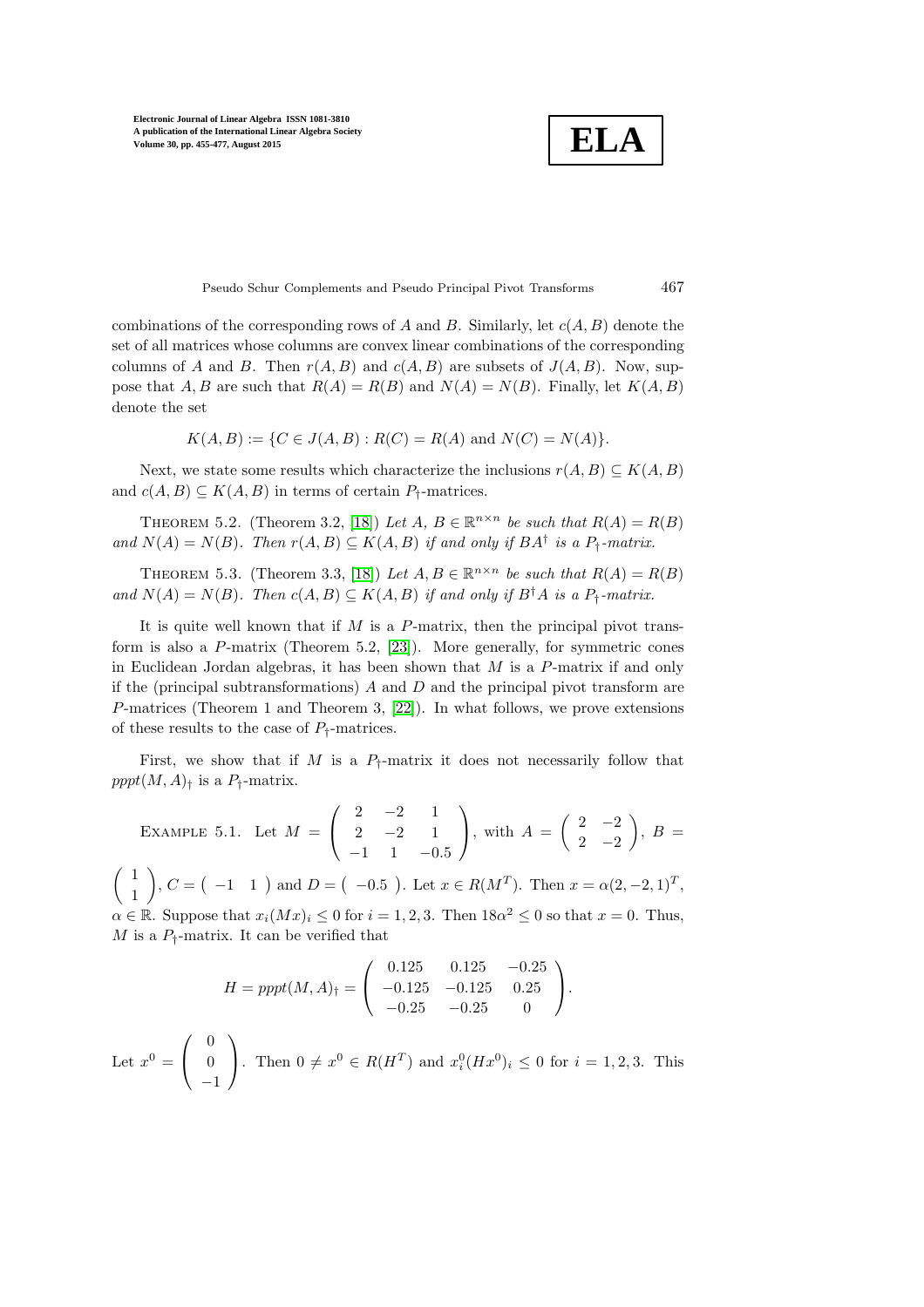combinations of the corresponding rows of $A$ and $B$. Similarly, let $c(A,B)$ denote the set of all matrices whose columns are convex linear combinations of the corresponding columns of $A$ and $B$. Then $r(A,B)$ and $c(A,B)$ are subsets of $J(A,B)$. Now, suppose that $A, B$ are such that $R(A) = R(B)$ and $N(A) = N(B)$. Finally, let $K(A,B)$ denote the set

$$K(A,B) := \{C \in J(A,B) : R(C) = R(A) \text{ and } N(C) = N(A)\}.$$

Next, we state some results which characterize the inclusions $r(A,B) \subseteq K(A,B)$ and $c(A,B) \subseteq K(A,B)$ in terms of certain $P_\dagger$-matrices.

Theorem 5.2. (Theorem 3.2, [18]) *Let $A, B \in \mathbb{R}^{n\times n}$ be such that $R(A) = R(B)$ and $N(A) = N(B)$. Then $r(A,B) \subseteq K(A,B)$ if and only if $BA^\dagger$ is a $P_\dagger$-matrix.*

Theorem 5.3. (Theorem 3.3, [18]) *Let $A, B \in \mathbb{R}^{n\times n}$ be such that $R(A) = R(B)$ and $N(A) = N(B)$. Then $c(A,B) \subseteq K(A,B)$ if and only if $B^\dagger A$ is a $P_\dagger$-matrix.*

It is quite well known that if $M$ is a $P$-matrix, then the principal pivot transform is also a $P$-matrix (Theorem 5.2, [23]). More generally, for symmetric cones in Euclidean Jordan algebras, it has been shown that $M$ is a $P$-matrix if and only if the (principal subtransformations) $A$ and $D$ and the principal pivot transform are $P$-matrices (Theorem 1 and Theorem 3, [22]). In what follows, we prove extensions of these results to the case of $P_\dagger$-matrices.

First, we show that if $M$ is a $P_\dagger$-matrix it does not necessarily follow that $pppt(M,A)_\dagger$ is a $P_\dagger$-matrix.

Example 5.1. Let $M = \begin{pmatrix} 2 & -2 & 1 \\ 2 & -2 & 1 \\ -1 & 1 & -0.5 \end{pmatrix}$, with $A = \begin{pmatrix} 2 & -2 \\ 2 & -2 \end{pmatrix}$, $B = \begin{pmatrix} 1 \\ 1 \end{pmatrix}$, $C = \begin{pmatrix} -1 & 1 \end{pmatrix}$ and $D = \begin{pmatrix} -0.5 \end{pmatrix}$. Let $x \in R(M^T)$. Then $x = \alpha(2,-2,1)^T$, $\alpha \in \mathbb{R}$. Suppose that $x_i(Mx)_i \leq 0$ for $i = 1,2,3$. Then $18\alpha^2 \leq 0$ so that $x = 0$. Thus, $M$ is a $P_\dagger$-matrix. It can be verified that

$$H = pppt(M,A)_\dagger = \begin{pmatrix} 0.125 & 0.125 & -0.25 \\ -0.125 & -0.125 & 0.25 \\ -0.25 & -0.25 & 0 \end{pmatrix}.$$

Let $x^0 = \begin{pmatrix} 0 \\ 0 \\ -1 \end{pmatrix}$. Then $0 \neq x^0 \in R(H^T)$ and $x^0_i(Hx^0)_i \leq 0$ for $i = 1,2,3$. This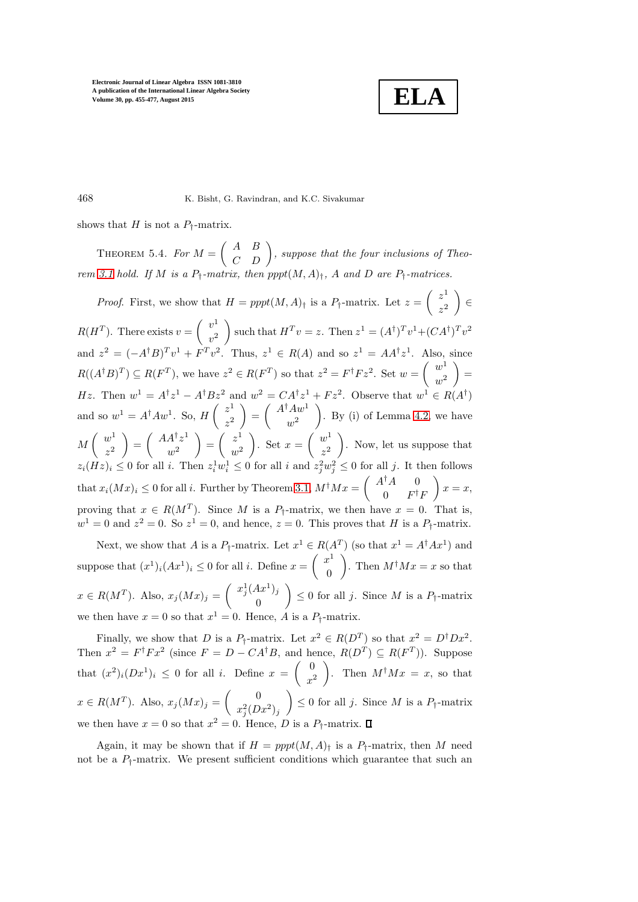shows that $H$ is not a $P_\dagger$-matrix.

THEOREM 5.4. *For $M = \begin{pmatrix} A & B \\ C & D \end{pmatrix}$, suppose that the four inclusions of Theorem 3.1 hold. If $M$ is a $P_\dagger$-matrix, then $pppt(M,A)_\dagger$, $A$ and $D$ are $P_\dagger$-matrices.*

*Proof.* First, we show that $H = pppt(M,A)_\dagger$ is a $P_\dagger$-matrix. Let $z = \begin{pmatrix} z^1 \\ z^2 \end{pmatrix} \in R(H^T)$. There exists $v = \begin{pmatrix} v^1 \\ v^2 \end{pmatrix}$ such that $H^T v = z$. Then $z^1 = (A^\dagger)^T v^1 + (CA^\dagger)^T v^2$ and $z^2 = (-A^\dagger B)^T v^1 + F^T v^2$. Thus, $z^1 \in R(A)$ and so $z^1 = AA^\dagger z^1$. Also, since $R((A^\dagger B)^T) \subseteq R(F^T)$, we have $z^2 \in R(F^T)$ so that $z^2 = F^\dagger F z^2$. Set $w = \begin{pmatrix} w^1 \\ w^2 \end{pmatrix} = Hz$. Then $w^1 = A^\dagger z^1 - A^\dagger B z^2$ and $w^2 = CA^\dagger z^1 + F z^2$. Observe that $w^1 \in R(A^\dagger)$ and so $w^1 = A^\dagger A w^1$. So, $H \begin{pmatrix} z^1 \\ z^2 \end{pmatrix} = \begin{pmatrix} A^\dagger A w^1 \\ w^2 \end{pmatrix}$. By (i) of Lemma 4.2, we have $M \begin{pmatrix} w^1 \\ z^2 \end{pmatrix} = \begin{pmatrix} AA^\dagger z^1 \\ w^2 \end{pmatrix} = \begin{pmatrix} z^1 \\ w^2 \end{pmatrix}$. Set $x = \begin{pmatrix} w^1 \\ z^2 \end{pmatrix}$. Now, let us suppose that $z_i(Hz)_i \leq 0$ for all $i$. Then $z_i^1 w_i^1 \leq 0$ for all $i$ and $z_j^2 w_j^2 \leq 0$ for all $j$. It then follows that $x_i(Mx)_i \leq 0$ for all $i$. Further by Theorem 3.1, $M^\dagger M x = \begin{pmatrix} A^\dagger A & 0 \\ 0 & F^\dagger F \end{pmatrix} x = x$, proving that $x \in R(M^T)$. Since $M$ is a $P_\dagger$-matrix, we then have $x = 0$. That is, $w^1 = 0$ and $z^2 = 0$. So $z^1 = 0$, and hence, $z = 0$. This proves that $H$ is a $P_\dagger$-matrix.

Next, we show that $A$ is a $P_\dagger$-matrix. Let $x^1 \in R(A^T)$ (so that $x^1 = A^\dagger A x^1$) and suppose that $(x^1)_i(Ax^1)_i \leq 0$ for all $i$. Define $x = \begin{pmatrix} x^1 \\ 0 \end{pmatrix}$. Then $M^\dagger M x = x$ so that $x \in R(M^T)$. Also, $x_j(Mx)_j = \begin{pmatrix} x_j^1(Ax^1)_j \\ 0 \end{pmatrix} \leq 0$ for all $j$. Since $M$ is a $P_\dagger$-matrix we then have $x = 0$ so that $x^1 = 0$. Hence, $A$ is a $P_\dagger$-matrix.

Finally, we show that $D$ is a $P_\dagger$-matrix. Let $x^2 \in R(D^T)$ so that $x^2 = D^\dagger D x^2$. Then $x^2 = F^\dagger F x^2$ (since $F = D - CA^\dagger B$, and hence, $R(D^T) \subseteq R(F^T)$). Suppose that $(x^2)_i(Dx^1)_i \leq 0$ for all $i$. Define $x = \begin{pmatrix} 0 \\ x^2 \end{pmatrix}$. Then $M^\dagger M x = x$, so that $x \in R(M^T)$. Also, $x_j(Mx)_j = \begin{pmatrix} 0 \\ x_j^2(Dx^2)_j \end{pmatrix} \leq 0$ for all $j$. Since $M$ is a $P_\dagger$-matrix we then have $x = 0$ so that $x^2 = 0$. Hence, $D$ is a $P_\dagger$-matrix. ∎

Again, it may be shown that if $H = pppt(M,A)_\dagger$ is a $P_\dagger$-matrix, then $M$ need not be a $P_\dagger$-matrix. We present sufficient conditions which guarantee that such an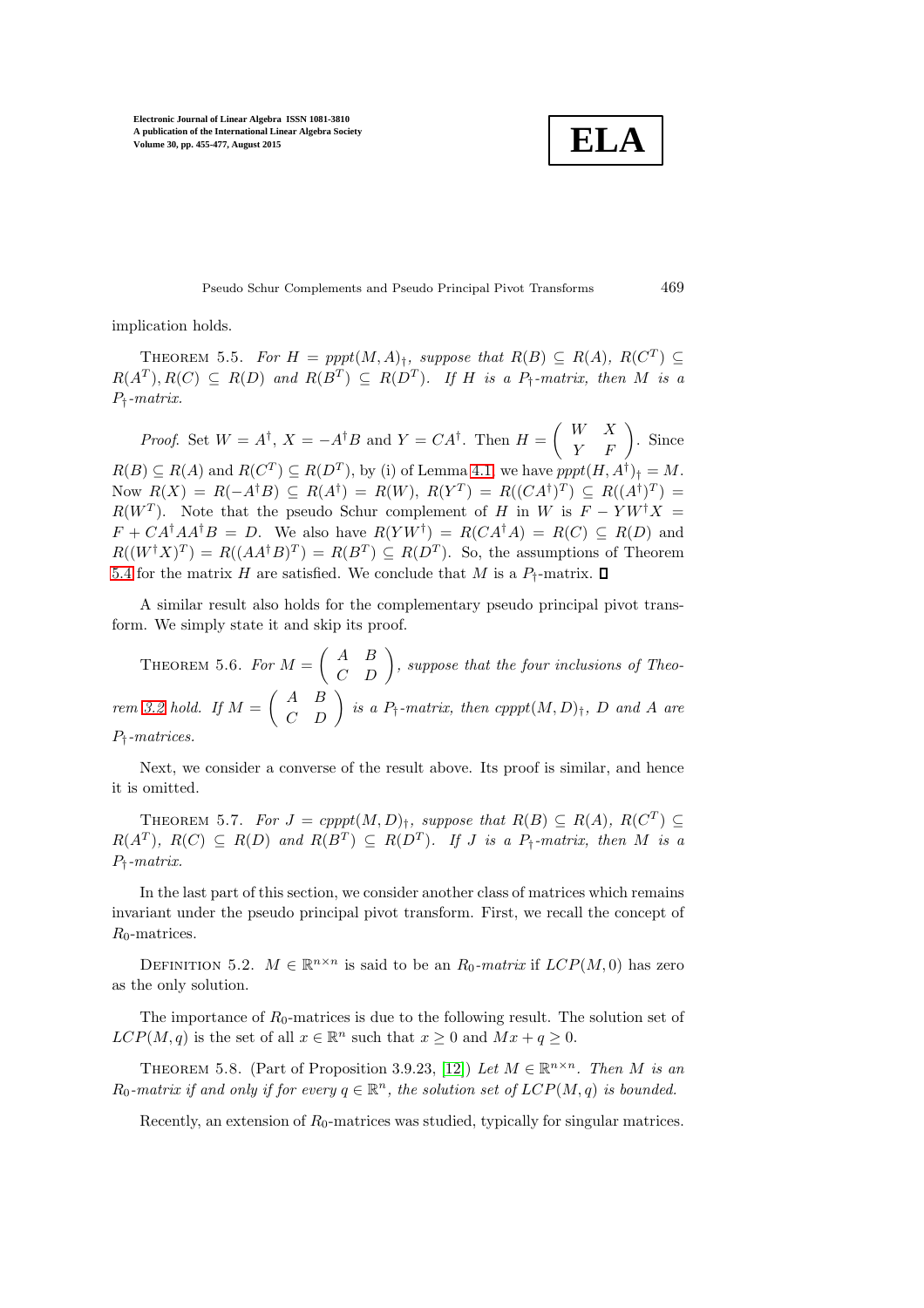implication holds.

Theorem 5.5. *For $H = pppt(M,A)_\dagger$, suppose that $R(B) \subseteq R(A)$, $R(C^T) \subseteq R(A^T), R(C) \subseteq R(D)$ and $R(B^T) \subseteq R(D^T)$. If $H$ is a $P_\dagger$-matrix, then $M$ is a $P_\dagger$-matrix.*

*Proof.* Set $W = A^\dagger$, $X = -A^\dagger B$ and $Y = CA^\dagger$. Then $H = \begin{pmatrix} W & X \\ Y & F \end{pmatrix}$. Since $R(B) \subseteq R(A)$ and $R(C^T) \subseteq R(D^T)$, by (i) of Lemma 4.1, we have $pppt(H, A^\dagger)_\dagger = M$. Now $R(X) = R(-A^\dagger B) \subseteq R(A^\dagger) = R(W)$, $R(Y^T) = R((CA^\dagger)^T) \subseteq R((A^\dagger)^T) = R(W^T)$. Note that the pseudo Schur complement of $H$ in $W$ is $F - YW^\dagger X = F + CA^\dagger AA^\dagger B = D$. We also have $R(YW^\dagger) = R(CA^\dagger A) = R(C) \subseteq R(D)$ and $R((W^\dagger X)^T) = R((AA^\dagger B)^T) = R(B^T) \subseteq R(D^T)$. So, the assumptions of Theorem 5.4 for the matrix $H$ are satisfied. We conclude that $M$ is a $P_\dagger$-matrix. $\square$

A similar result also holds for the complementary pseudo principal pivot transform. We simply state it and skip its proof.

Theorem 5.6. *For $M = \begin{pmatrix} A & B \\ C & D \end{pmatrix}$, suppose that the four inclusions of Theorem 3.2 hold. If $M = \begin{pmatrix} A & B \\ C & D \end{pmatrix}$ is a $P_\dagger$-matrix, then $cpppt(M,D)_\dagger$, $D$ and $A$ are $P_\dagger$-matrices.*

Next, we consider a converse of the result above. Its proof is similar, and hence it is omitted.

Theorem 5.7. *For $J = cpppt(M,D)_\dagger$, suppose that $R(B) \subseteq R(A)$, $R(C^T) \subseteq R(A^T)$, $R(C) \subseteq R(D)$ and $R(B^T) \subseteq R(D^T)$. If $J$ is a $P_\dagger$-matrix, then $M$ is a $P_\dagger$-matrix.*

In the last part of this section, we consider another class of matrices which remains invariant under the pseudo principal pivot transform. First, we recall the concept of $R_0$-matrices.

Definition 5.2. $M \in \mathbb{R}^{n\times n}$ is said to be an *$R_0$-matrix* if $LCP(M, 0)$ has zero as the only solution.

The importance of $R_0$-matrices is due to the following result. The solution set of $LCP(M,q)$ is the set of all $x \in \mathbb{R}^n$ such that $x \geq 0$ and $Mx + q \geq 0$.

Theorem 5.8. (Part of Proposition 3.9.23, [12]) *Let $M \in \mathbb{R}^{n\times n}$. Then $M$ is an $R_0$-matrix if and only if for every $q \in \mathbb{R}^n$, the solution set of $LCP(M,q)$ is bounded.*

Recently, an extension of $R_0$-matrices was studied, typically for singular matrices.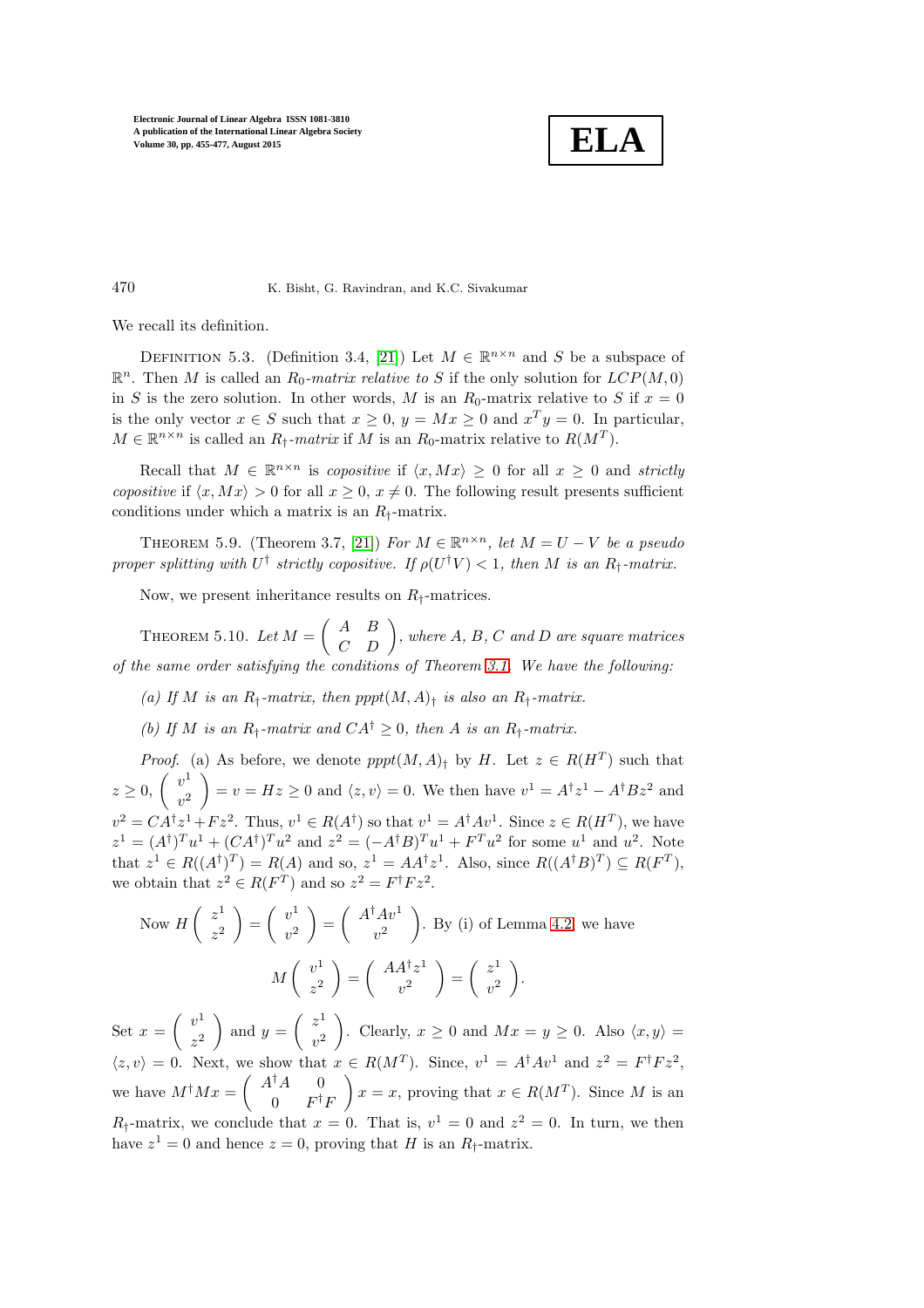We recall its definition.

Definition 5.3. (Definition 3.4, [21]) Let $M \in \mathbb{R}^{n\times n}$ and $S$ be a subspace of $\mathbb{R}^n$. Then $M$ is called an *$R_0$-matrix relative to $S$* if the only solution for $LCP(M,0)$ in $S$ is the zero solution. In other words, $M$ is an $R_0$-matrix relative to $S$ if $x = 0$ is the only vector $x \in S$ such that $x \geq 0$, $y = Mx \geq 0$ and $x^T y = 0$. In particular, $M \in \mathbb{R}^{n\times n}$ is called an *$R_\dagger$-matrix* if $M$ is an $R_0$-matrix relative to $R(M^T)$.

Recall that $M \in \mathbb{R}^{n\times n}$ is *copositive* if $\langle x, Mx\rangle \geq 0$ for all $x \geq 0$ and *strictly copositive* if $\langle x, Mx\rangle > 0$ for all $x \geq 0$, $x \neq 0$. The following result presents sufficient conditions under which a matrix is an $R_\dagger$-matrix.

Theorem 5.9. (Theorem 3.7, [21]) *For $M \in \mathbb{R}^{n\times n}$, let $M = U - V$ be a pseudo proper splitting with $U^\dagger$ strictly copositive. If $\rho(U^\dagger V) < 1$, then $M$ is an $R_\dagger$-matrix.*

Now, we present inheritance results on $R_\dagger$-matrices.

Theorem 5.10. *Let $M = \begin{pmatrix} A & B \\ C & D \end{pmatrix}$, where $A$, $B$, $C$ and $D$ are square matrices of the same order satisfying the conditions of Theorem 3.1. We have the following:*

*(a) If $M$ is an $R_\dagger$-matrix, then $pppt(M,A)_\dagger$ is also an $R_\dagger$-matrix.*

*(b) If $M$ is an $R_\dagger$-matrix and $CA^\dagger \geq 0$, then $A$ is an $R_\dagger$-matrix.*

*Proof.* (a) As before, we denote $pppt(M,A)_\dagger$ by $H$. Let $z \in R(H^T)$ such that $z \geq 0$, $\begin{pmatrix} v^1 \\ v^2 \end{pmatrix} = v = Hz \geq 0$ and $\langle z, v\rangle = 0$. We then have $v^1 = A^\dagger z^1 - A^\dagger B z^2$ and $v^2 = CA^\dagger z^1 + Fz^2$. Thus, $v^1 \in R(A^\dagger)$ so that $v^1 = A^\dagger A v^1$. Since $z \in R(H^T)$, we have $z^1 = (A^\dagger)^T u^1 + (CA^\dagger)^T u^2$ and $z^2 = (-A^\dagger B)^T u^1 + F^T u^2$ for some $u^1$ and $u^2$. Note that $z^1 \in R((A^\dagger)^T) = R(A)$ and so, $z^1 = AA^\dagger z^1$. Also, since $R((A^\dagger B)^T) \subseteq R(F^T)$, we obtain that $z^2 \in R(F^T)$ and so $z^2 = F^\dagger F z^2$.

Now $H\begin{pmatrix} z^1 \\ z^2 \end{pmatrix} = \begin{pmatrix} v^1 \\ v^2 \end{pmatrix} = \begin{pmatrix} A^\dagger A v^1 \\ v^2 \end{pmatrix}$. By (i) of Lemma 4.2, we have

$$M\begin{pmatrix} v^1 \\ z^2 \end{pmatrix} = \begin{pmatrix} AA^\dagger z^1 \\ v^2 \end{pmatrix} = \begin{pmatrix} z^1 \\ v^2 \end{pmatrix}.$$

Set $x = \begin{pmatrix} v^1 \\ z^2 \end{pmatrix}$ and $y = \begin{pmatrix} z^1 \\ v^2 \end{pmatrix}$. Clearly, $x \geq 0$ and $Mx = y \geq 0$. Also $\langle x, y\rangle = \langle z, v\rangle = 0$. Next, we show that $x \in R(M^T)$. Since, $v^1 = A^\dagger A v^1$ and $z^2 = F^\dagger F z^2$, we have $M^\dagger M x = \begin{pmatrix} A^\dagger A & 0 \\ 0 & F^\dagger F \end{pmatrix} x = x$, proving that $x \in R(M^T)$. Since $M$ is an $R_\dagger$-matrix, we conclude that $x = 0$. That is, $v^1 = 0$ and $z^2 = 0$. In turn, we then have $z^1 = 0$ and hence $z = 0$, proving that $H$ is an $R_\dagger$-matrix.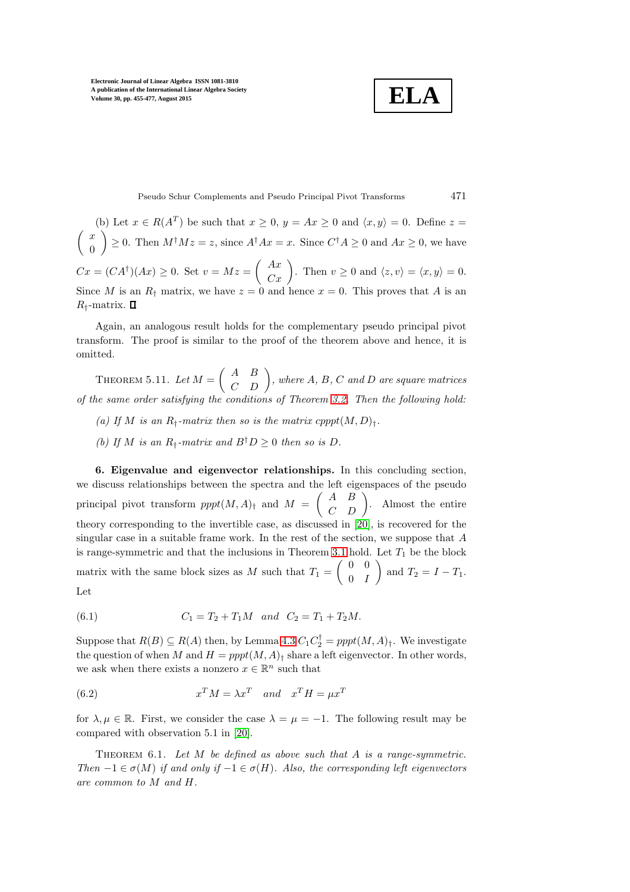(b) Let $x \in R(A^T)$ be such that $x \geq 0$, $y = Ax \geq 0$ and $\langle x, y \rangle = 0$. Define $z = \begin{pmatrix} x \\ 0 \end{pmatrix} \geq 0$. Then $M^\dagger M z = z$, since $A^\dagger A x = x$. Since $C^\dagger A \geq 0$ and $Ax \geq 0$, we have $Cx = (CA^\dagger)(Ax) \geq 0$. Set $v = Mz = \begin{pmatrix} Ax \\ Cx \end{pmatrix}$. Then $v \geq 0$ and $\langle z, v \rangle = \langle x, y \rangle = 0$. Since $M$ is an $R_\dagger$ matrix, we have $z = 0$ and hence $x = 0$. This proves that $A$ is an $R_\dagger$-matrix. ∎

Again, an analogous result holds for the complementary pseudo principal pivot transform. The proof is similar to the proof of the theorem above and hence, it is omitted.

THEOREM 5.11. *Let $M = \begin{pmatrix} A & B \\ C & D \end{pmatrix}$, where $A$, $B$, $C$ and $D$ are square matrices of the same order satisfying the conditions of Theorem 3.2. Then the following hold:*

*(a) If $M$ is an $R_\dagger$-matrix then so is the matrix $cpppt(M, D)_\dagger$.*

*(b) If $M$ is an $R_\dagger$-matrix and $B^\dagger D \geq 0$ then so is $D$.*

## 6. Eigenvalue and eigenvector relationships.

In this concluding section, we discuss relationships between the spectra and the left eigenspaces of the pseudo principal pivot transform $pppt(M, A)_\dagger$ and $M = \begin{pmatrix} A & B \\ C & D \end{pmatrix}$. Almost the entire theory corresponding to the invertible case, as discussed in [20], is recovered for the singular case in a suitable frame work. In the rest of the section, we suppose that $A$ is range-symmetric and that the inclusions in Theorem 3.1 hold. Let $T_1$ be the block matrix with the same block sizes as $M$ such that $T_1 = \begin{pmatrix} 0 & 0 \\ 0 & I \end{pmatrix}$ and $T_2 = I - T_1$. Let

$$C_1 = T_2 + T_1 M \quad \text{and} \quad C_2 = T_1 + T_2 M. \tag{6.1}$$

Suppose that $R(B) \subseteq R(A)$ then, by Lemma 4.3 $C_1 C_2^\dagger = pppt(M, A)_\dagger$. We investigate the question of when $M$ and $H = pppt(M, A)_\dagger$ share a left eigenvector. In other words, we ask when there exists a nonzero $x \in \mathbb{R}^n$ such that

$$x^T M = \lambda x^T \quad \text{and} \quad x^T H = \mu x^T \tag{6.2}$$

for $\lambda, \mu \in \mathbb{R}$. First, we consider the case $\lambda = \mu = -1$. The following result may be compared with observation 5.1 in [20].

THEOREM 6.1. *Let $M$ be defined as above such that $A$ is a range-symmetric. Then $-1 \in \sigma(M)$ if and only if $-1 \in \sigma(H)$. Also, the corresponding left eigenvectors are common to $M$ and $H$.*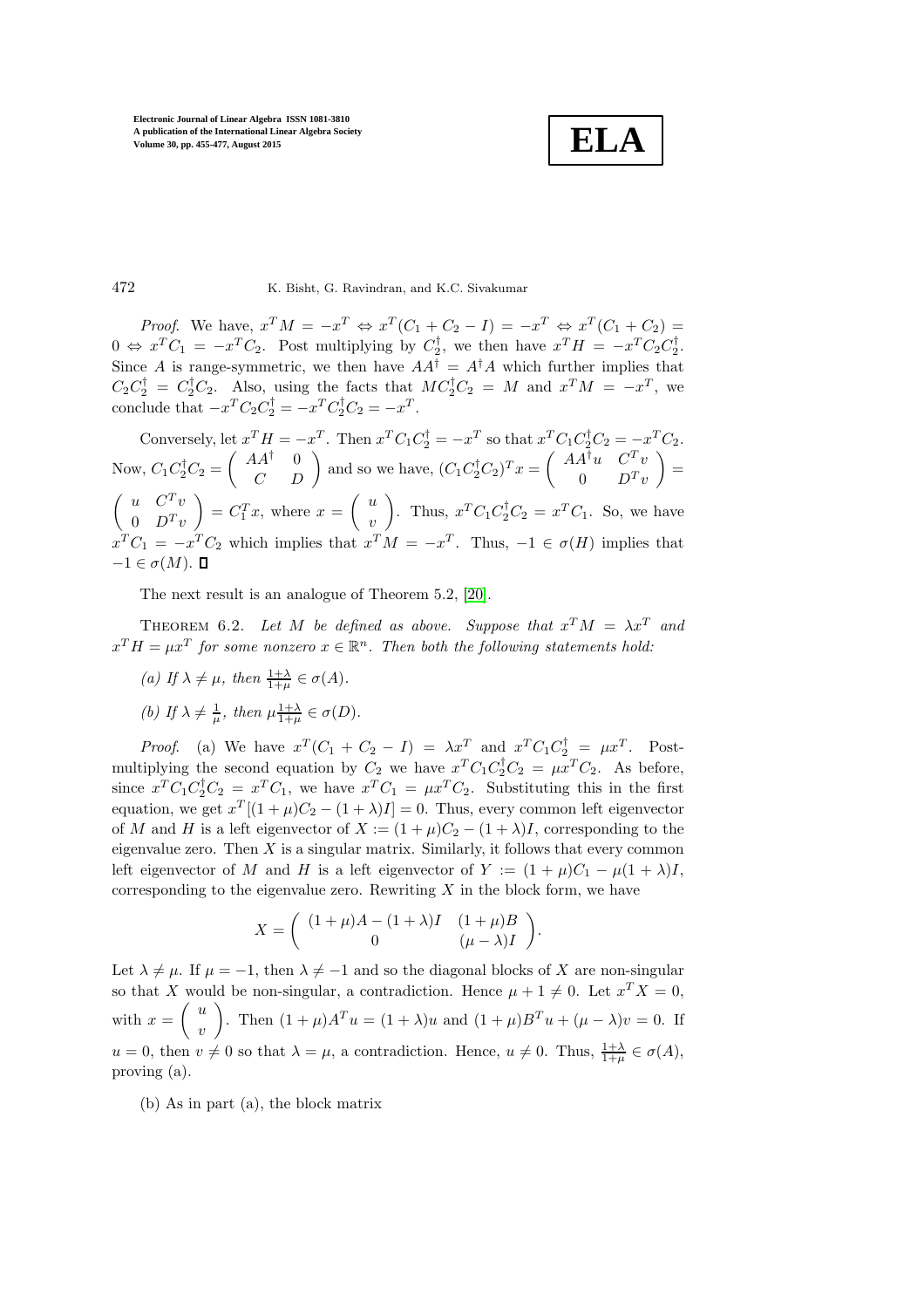*Proof.* We have, $x^T M = -x^T \Leftrightarrow x^T(C_1 + C_2 - I) = -x^T \Leftrightarrow x^T(C_1 + C_2) = 0 \Leftrightarrow x^T C_1 = -x^T C_2$. Post multiplying by $C_2^\dagger$, we then have $x^T H = -x^T C_2 C_2^\dagger$. Since $A$ is range-symmetric, we then have $AA^\dagger = A^\dagger A$ which further implies that $C_2 C_2^\dagger = C_2^\dagger C_2$. Also, using the facts that $MC_2^\dagger C_2 = M$ and $x^T M = -x^T$, we conclude that $-x^T C_2 C_2^\dagger = -x^T C_2^\dagger C_2 = -x^T$.

Conversely, let $x^T H = -x^T$. Then $x^T C_1 C_2^\dagger = -x^T$ so that $x^T C_1 C_2^\dagger C_2 = -x^T C_2$. Now, $C_1 C_2^\dagger C_2 = \begin{pmatrix} AA^\dagger & 0 \\ C & D \end{pmatrix}$ and so we have, $(C_1 C_2^\dagger C_2)^T x = \begin{pmatrix} AA^\dagger u & C^T v \\ 0 & D^T v \end{pmatrix} = \begin{pmatrix} u & C^T v \\ 0 & D^T v \end{pmatrix} = C_1^T x$, where $x = \begin{pmatrix} u \\ v \end{pmatrix}$. Thus, $x^T C_1 C_2^\dagger C_2 = x^T C_1$. So, we have $x^T C_1 = -x^T C_2$ which implies that $x^T M = -x^T$. Thus, $-1 \in \sigma(H)$ implies that $-1 \in \sigma(M)$. ∎

The next result is an analogue of Theorem 5.2, [20].

THEOREM 6.2. *Let $M$ be defined as above. Suppose that $x^T M = \lambda x^T$ and $x^T H = \mu x^T$ for some nonzero $x \in \mathbb{R}^n$. Then both the following statements hold:*

*(a) If $\lambda \neq \mu$, then $\frac{1+\lambda}{1+\mu} \in \sigma(A)$.*

*(b) If $\lambda \neq \frac{1}{\mu}$, then $\mu \frac{1+\lambda}{1+\mu} \in \sigma(D)$.*

*Proof.* (a) We have $x^T(C_1 + C_2 - I) = \lambda x^T$ and $x^T C_1 C_2^\dagger = \mu x^T$. Post-multiplying the second equation by $C_2$ we have $x^T C_1 C_2^\dagger C_2 = \mu x^T C_2$. As before, since $x^T C_1 C_2^\dagger C_2 = x^T C_1$, we have $x^T C_1 = \mu x^T C_2$. Substituting this in the first equation, we get $x^T[(1+\mu)C_2 - (1+\lambda)I] = 0$. Thus, every common left eigenvector of $M$ and $H$ is a left eigenvector of $X := (1+\mu)C_2 - (1+\lambda)I$, corresponding to the eigenvalue zero. Then $X$ is a singular matrix. Similarly, it follows that every common left eigenvector of $M$ and $H$ is a left eigenvector of $Y := (1+\mu)C_1 - \mu(1+\lambda)I$, corresponding to the eigenvalue zero. Rewriting $X$ in the block form, we have

$$X = \begin{pmatrix} (1+\mu)A - (1+\lambda)I & (1+\mu)B \\ 0 & (\mu - \lambda)I \end{pmatrix}.$$

Let $\lambda \neq \mu$. If $\mu = -1$, then $\lambda \neq -1$ and so the diagonal blocks of $X$ are non-singular so that $X$ would be non-singular, a contradiction. Hence $\mu + 1 \neq 0$. Let $x^T X = 0$, with $x = \begin{pmatrix} u \\ v \end{pmatrix}$. Then $(1+\mu)A^T u = (1+\lambda)u$ and $(1+\mu)B^T u + (\mu - \lambda)v = 0$. If $u = 0$, then $v \neq 0$ so that $\lambda = \mu$, a contradiction. Hence, $u \neq 0$. Thus, $\frac{1+\lambda}{1+\mu} \in \sigma(A)$, proving (a).

(b) As in part (a), the block matrix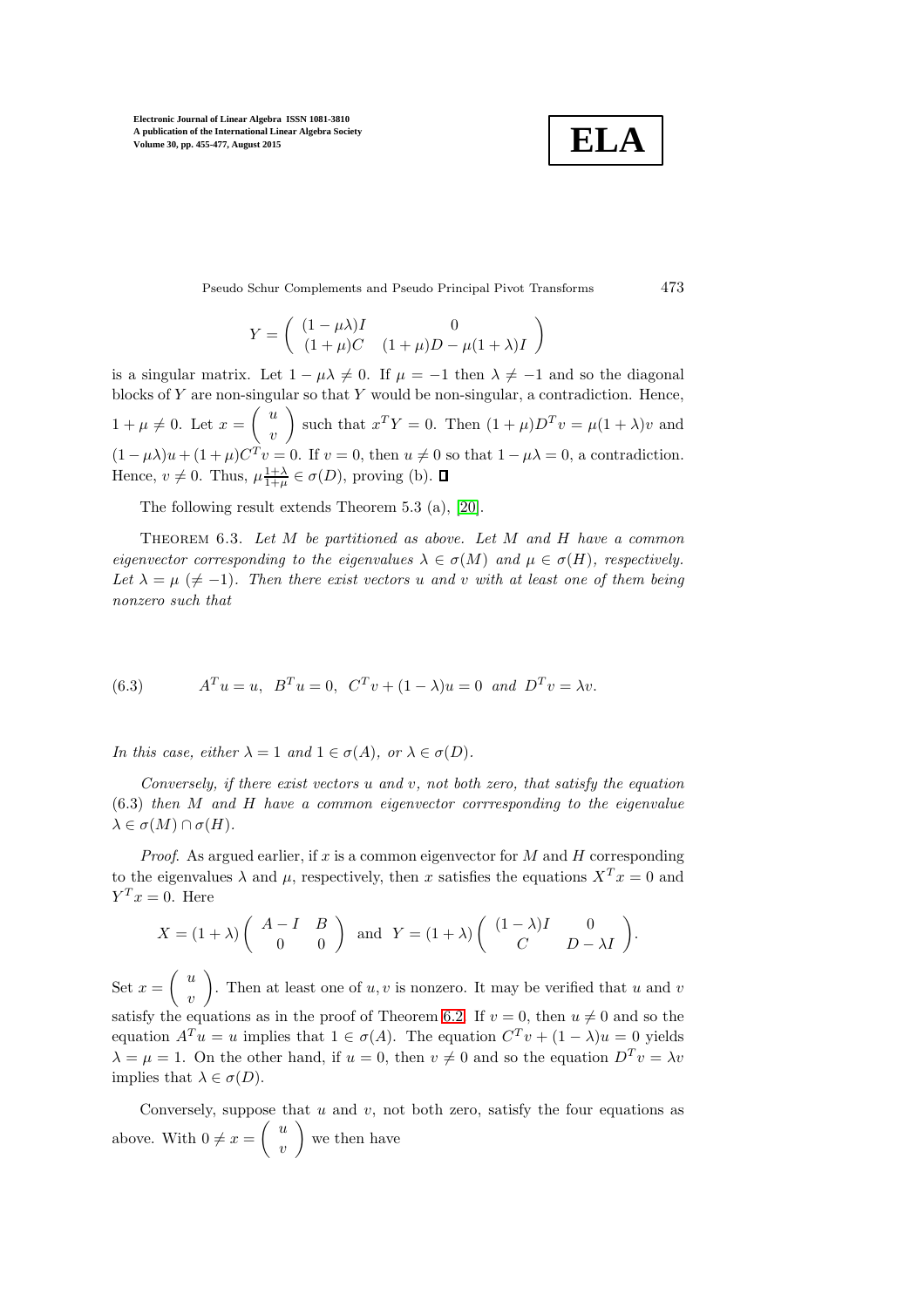$$Y = \begin{pmatrix} (1-\mu\lambda)I & 0 \\ (1+\mu)C & (1+\mu)D - \mu(1+\lambda)I \end{pmatrix}$$

is a singular matrix. Let $1-\mu\lambda \neq 0$. If $\mu = -1$ then $\lambda \neq -1$ and so the diagonal blocks of $Y$ are non-singular so that $Y$ would be non-singular, a contradiction. Hence, $1+\mu \neq 0$. Let $x = \begin{pmatrix} u \\ v \end{pmatrix}$ such that $x^T Y = 0$. Then $(1+\mu)D^T v = \mu(1+\lambda)v$ and $(1-\mu\lambda)u + (1+\mu)C^T v = 0$. If $v = 0$, then $u \neq 0$ so that $1-\mu\lambda = 0$, a contradiction. Hence, $v \neq 0$. Thus, $\mu\frac{1+\lambda}{1+\mu} \in \sigma(D)$, proving (b). ∎

The following result extends Theorem 5.3 (a), [20].

THEOREM 6.3. *Let $M$ be partitioned as above. Let $M$ and $H$ have a common eigenvector corresponding to the eigenvalues $\lambda \in \sigma(M)$ and $\mu \in \sigma(H)$, respectively. Let $\lambda = \mu$ $(\neq -1)$. Then there exist vectors $u$ and $v$ with at least one of them being nonzero such that*

$$A^T u = u, \;\; B^T u = 0, \;\; C^T v + (1-\lambda)u = 0 \;\text{ and }\; D^T v = \lambda v. \tag{6.3}$$

*In this case, either $\lambda = 1$ and $1 \in \sigma(A)$, or $\lambda \in \sigma(D)$.*

*Conversely, if there exist vectors $u$ and $v$, not both zero, that satisfy the equation (6.3) then $M$ and $H$ have a common eigenvector corrresponding to the eigenvalue $\lambda \in \sigma(M) \cap \sigma(H)$.*

*Proof*. As argued earlier, if $x$ is a common eigenvector for $M$ and $H$ corresponding to the eigenvalues $\lambda$ and $\mu$, respectively, then $x$ satisfies the equations $X^T x = 0$ and $Y^T x = 0$. Here

$$X = (1+\lambda)\begin{pmatrix} A-I & B \\ 0 & 0 \end{pmatrix} \;\text{ and }\; Y = (1+\lambda)\begin{pmatrix} (1-\lambda)I & 0 \\ C & D-\lambda I \end{pmatrix}.$$

Set $x = \begin{pmatrix} u \\ v \end{pmatrix}$. Then at least one of $u, v$ is nonzero. It may be verified that $u$ and $v$ satisfy the equations as in the proof of Theorem 6.2. If $v = 0$, then $u \neq 0$ and so the equation $A^T u = u$ implies that $1 \in \sigma(A)$. The equation $C^T v + (1-\lambda)u = 0$ yields $\lambda = \mu = 1$. On the other hand, if $u = 0$, then $v \neq 0$ and so the equation $D^T v = \lambda v$ implies that $\lambda \in \sigma(D)$.

Conversely, suppose that $u$ and $v$, not both zero, satisfy the four equations as above. With $0 \neq x = \begin{pmatrix} u \\ v \end{pmatrix}$ we then have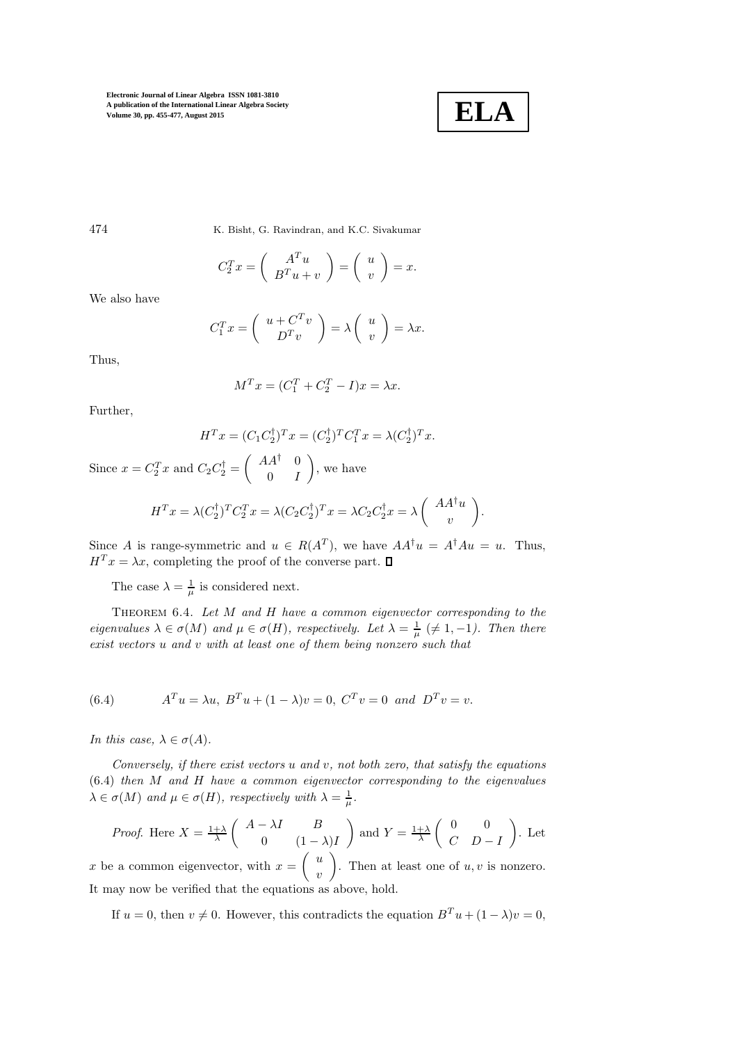$$C_2^T x = \begin{pmatrix} A^T u \\ B^T u + v \end{pmatrix} = \begin{pmatrix} u \\ v \end{pmatrix} = x.$$

We also have

$$C_1^T x = \begin{pmatrix} u + C^T v \\ D^T v \end{pmatrix} = \lambda \begin{pmatrix} u \\ v \end{pmatrix} = \lambda x.$$

Thus,

$$M^T x = (C_1^T + C_2^T - I)x = \lambda x.$$

Further,

$$H^T x = (C_1 C_2^\dagger)^T x = (C_2^\dagger)^T C_1^T x = \lambda (C_2^\dagger)^T x.$$

Since $x = C_2^T x$ and $C_2 C_2^\dagger = \begin{pmatrix} AA^\dagger & 0 \\ 0 & I \end{pmatrix}$, we have

$$H^T x = \lambda (C_2^\dagger)^T C_2^T x = \lambda (C_2 C_2^\dagger)^T x = \lambda C_2 C_2^\dagger x = \lambda \begin{pmatrix} AA^\dagger u \\ v \end{pmatrix}.$$

Since $A$ is range-symmetric and $u \in R(A^T)$, we have $AA^\dagger u = A^\dagger A u = u$. Thus, $H^T x = \lambda x$, completing the proof of the converse part. $\square$

The case $\lambda = \frac{1}{\mu}$ is considered next.

Theorem 6.4. *Let $M$ and $H$ have a common eigenvector corresponding to the eigenvalues $\lambda \in \sigma(M)$ and $\mu \in \sigma(H)$, respectively. Let $\lambda = \frac{1}{\mu}$ $(\neq 1, -1)$. Then there exist vectors $u$ and $v$ with at least one of them being nonzero such that*

$$A^T u = \lambda u, \; B^T u + (1-\lambda) v = 0, \; C^T v = 0 \; \text{ and } \; D^T v = v. \tag{6.4}$$

*In this case, $\lambda \in \sigma(A)$.*

*Conversely, if there exist vectors $u$ and $v$, not both zero, that satisfy the equations (6.4) then $M$ and $H$ have a common eigenvector corresponding to the eigenvalues $\lambda \in \sigma(M)$ and $\mu \in \sigma(H)$, respectively with $\lambda = \frac{1}{\mu}$.*

*Proof.* Here $X = \frac{1+\lambda}{\lambda} \begin{pmatrix} A - \lambda I & B \\ 0 & (1-\lambda)I \end{pmatrix}$ and $Y = \frac{1+\lambda}{\lambda} \begin{pmatrix} 0 & 0 \\ C & D - I \end{pmatrix}$. Let $x$ be a common eigenvector, with $x = \begin{pmatrix} u \\ v \end{pmatrix}$. Then at least one of $u, v$ is nonzero. It may now be verified that the equations as above, hold.

If $u = 0$, then $v \neq 0$. However, this contradicts the equation $B^T u + (1-\lambda)v = 0$,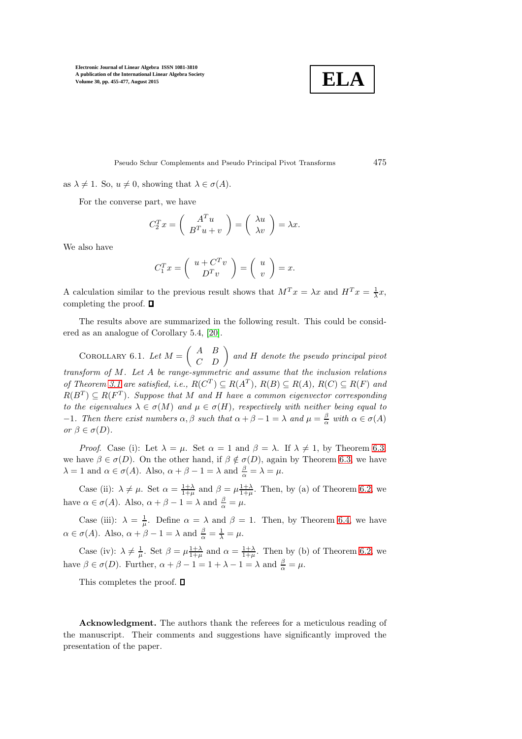as $\lambda \neq 1$. So, $u \neq 0$, showing that $\lambda \in \sigma(A)$.

For the converse part, we have

$$C_2^T x = \begin{pmatrix} A^T u \\ B^T u + v \end{pmatrix} = \begin{pmatrix} \lambda u \\ \lambda v \end{pmatrix} = \lambda x.$$

We also have

$$C_1^T x = \begin{pmatrix} u + C^T v \\ D^T v \end{pmatrix} = \begin{pmatrix} u \\ v \end{pmatrix} = x.$$

A calculation similar to the previous result shows that $M^T x = \lambda x$ and $H^T x = \frac{1}{\lambda} x$, completing the proof. $\square$

The results above are summarized in the following result. This could be considered as an analogue of Corollary 5.4, [20].

Corollary 6.1. *Let $M = \begin{pmatrix} A & B \\ C & D \end{pmatrix}$ and $H$ denote the pseudo principal pivot transform of $M$. Let $A$ be range-symmetric and assume that the inclusion relations of Theorem 3.1 are satisfied, i.e., $R(C^T) \subseteq R(A^T)$, $R(B) \subseteq R(A)$, $R(C) \subseteq R(F)$ and $R(B^T) \subseteq R(F^T)$. Suppose that $M$ and $H$ have a common eigenvector corresponding to the eigenvalues $\lambda \in \sigma(M)$ and $\mu \in \sigma(H)$, respectively with neither being equal to $-1$. Then there exist numbers $\alpha, \beta$ such that $\alpha + \beta - 1 = \lambda$ and $\mu = \frac{\beta}{\alpha}$ with $\alpha \in \sigma(A)$ or $\beta \in \sigma(D)$.*

*Proof.* Case (i): Let $\lambda = \mu$. Set $\alpha = 1$ and $\beta = \lambda$. If $\lambda \neq 1$, by Theorem 6.3, we have $\beta \in \sigma(D)$. On the other hand, if $\beta \notin \sigma(D)$, again by Theorem 6.3, we have $\lambda = 1$ and $\alpha \in \sigma(A)$. Also, $\alpha + \beta - 1 = \lambda$ and $\frac{\beta}{\alpha} = \lambda = \mu$.

Case (ii): $\lambda \neq \mu$. Set $\alpha = \frac{1+\lambda}{1+\mu}$ and $\beta = \mu \frac{1+\lambda}{1+\mu}$. Then, by (a) of Theorem 6.2, we have $\alpha \in \sigma(A)$. Also, $\alpha + \beta - 1 = \lambda$ and $\frac{\beta}{\alpha} = \mu$.

Case (iii): $\lambda = \frac{1}{\mu}$. Define $\alpha = \lambda$ and $\beta = 1$. Then, by Theorem 6.4, we have $\alpha \in \sigma(A)$. Also, $\alpha + \beta - 1 = \lambda$ and $\frac{\beta}{\alpha} = \frac{1}{\lambda} = \mu$.

Case (iv): $\lambda \neq \frac{1}{\mu}$. Set $\beta = \mu \frac{1+\lambda}{1+\mu}$ and $\alpha = \frac{1+\lambda}{1+\mu}$. Then by (b) of Theorem 6.2, we have $\beta \in \sigma(D)$. Further, $\alpha + \beta - 1 = 1 + \lambda - 1 = \lambda$ and $\frac{\beta}{\alpha} = \mu$.

This completes the proof. $\square$

**Acknowledgment.** The authors thank the referees for a meticulous reading of the manuscript. Their comments and suggestions have significantly improved the presentation of the paper.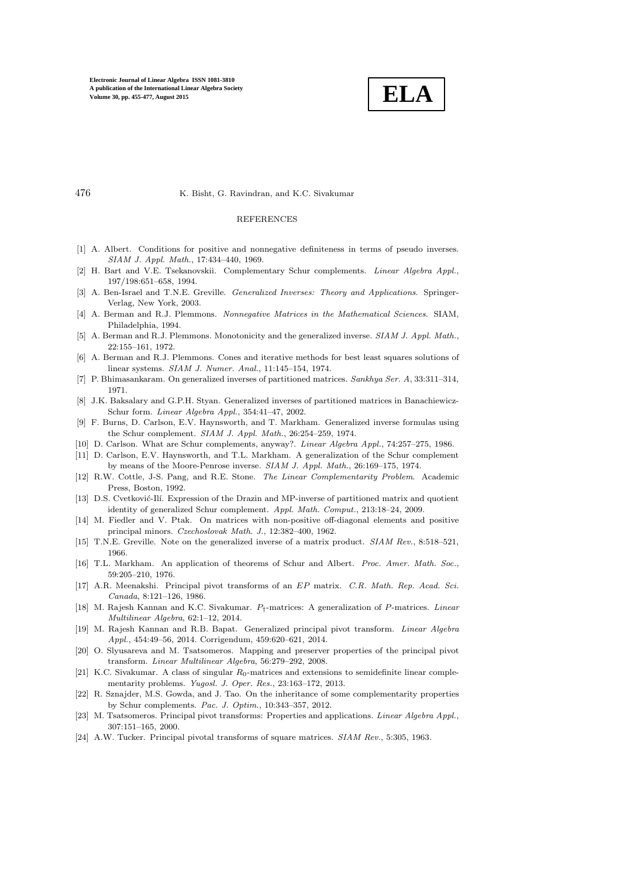REFERENCES

[1] A. Albert. Conditions for positive and nonnegative definiteness in terms of pseudo inverses. *SIAM J. Appl. Math.*, 17:434–440, 1969.

[2] H. Bart and V.E. Tsekanovskii. Complementary Schur complements. *Linear Algebra Appl.*, 197/198:651–658, 1994.

[3] A. Ben-Israel and T.N.E. Greville. *Generalized Inverses: Theory and Applications*. Springer-Verlag, New York, 2003.

[4] A. Berman and R.J. Plemmons. *Nonnegative Matrices in the Mathematical Sciences*. SIAM, Philadelphia, 1994.

[5] A. Berman and R.J. Plemmons. Monotonicity and the generalized inverse. *SIAM J. Appl. Math.*, 22:155–161, 1972.

[6] A. Berman and R.J. Plemmons. Cones and iterative methods for best least squares solutions of linear systems. *SIAM J. Numer. Anal.*, 11:145–154, 1974.

[7] P. Bhimasankaram. On generalized inverses of partitioned matrices. *Sankhya Ser. A*, 33:311–314, 1971.

[8] J.K. Baksalary and G.P.H. Styan. Generalized inverses of partitioned matrices in Banachiewicz-Schur form. *Linear Algebra Appl.*, 354:41–47, 2002.

[9] F. Burns, D. Carlson, E.V. Haynsworth, and T. Markham. Generalized inverse formulas using the Schur complement. *SIAM J. Appl. Math.*, 26:254–259, 1974.

[10] D. Carlson. What are Schur complements, anyway?. *Linear Algebra Appl.*, 74:257–275, 1986.

[11] D. Carlson, E.V. Haynsworth, and T.L. Markham. A generalization of the Schur complement by means of the Moore-Penrose inverse. *SIAM J. Appl. Math.*, 26:169–175, 1974.

[12] R.W. Cottle, J-S. Pang, and R.E. Stone. *The Linear Complementarity Problem*. Academic Press, Boston, 1992.

[13] D.S. Cvetković-Ilí. Expression of the Drazin and MP-inverse of partitioned matrix and quotient identity of generalized Schur complement. *Appl. Math. Comput.*, 213:18–24, 2009.

[14] M. Fiedler and V. Ptak. On matrices with non-positive off-diagonal elements and positive principal minors. *Czechoslovak Math. J.*, 12:382–400, 1962.

[15] T.N.E. Greville. Note on the generalized inverse of a matrix product. *SIAM Rev.*, 8:518–521, 1966.

[16] T.L. Markham. An application of theorems of Schur and Albert. *Proc. Amer. Math. Soc.*, 59:205–210, 1976.

[17] A.R. Meenakshi. Principal pivot transforms of an *EP* matrix. *C.R. Math. Rep. Acad. Sci. Canada*, 8:121–126, 1986.

[18] M. Rajesh Kannan and K.C. Sivakumar. $P_\dagger$-matrices: A generalization of $P$-matrices. *Linear Multilinear Algebra*, 62:1–12, 2014.

[19] M. Rajesh Kannan and R.B. Bapat. Generalized principal pivot transform. *Linear Algebra Appl.*, 454:49–56, 2014. Corrigendum, 459:620–621, 2014.

[20] O. Slyusareva and M. Tsatsomeros. Mapping and preserver properties of the principal pivot transform. *Linear Multilinear Algebra*, 56:279–292, 2008.

[21] K.C. Sivakumar. A class of singular $R_0$-matrices and extensions to semidefinite linear complementarity problems. *Yugosl. J. Oper. Res.*, 23:163–172, 2013.

[22] R. Sznajder, M.S. Gowda, and J. Tao. On the inheritance of some complementarity properties by Schur complements. *Pac. J. Optim.*, 10:343–357, 2012.

[23] M. Tsatsomeros. Principal pivot transforms: Properties and applications. *Linear Algebra Appl.*, 307:151–165, 2000.

[24] A.W. Tucker. Principal pivotal transforms of square matrices. *SIAM Rev.*, 5:305, 1963.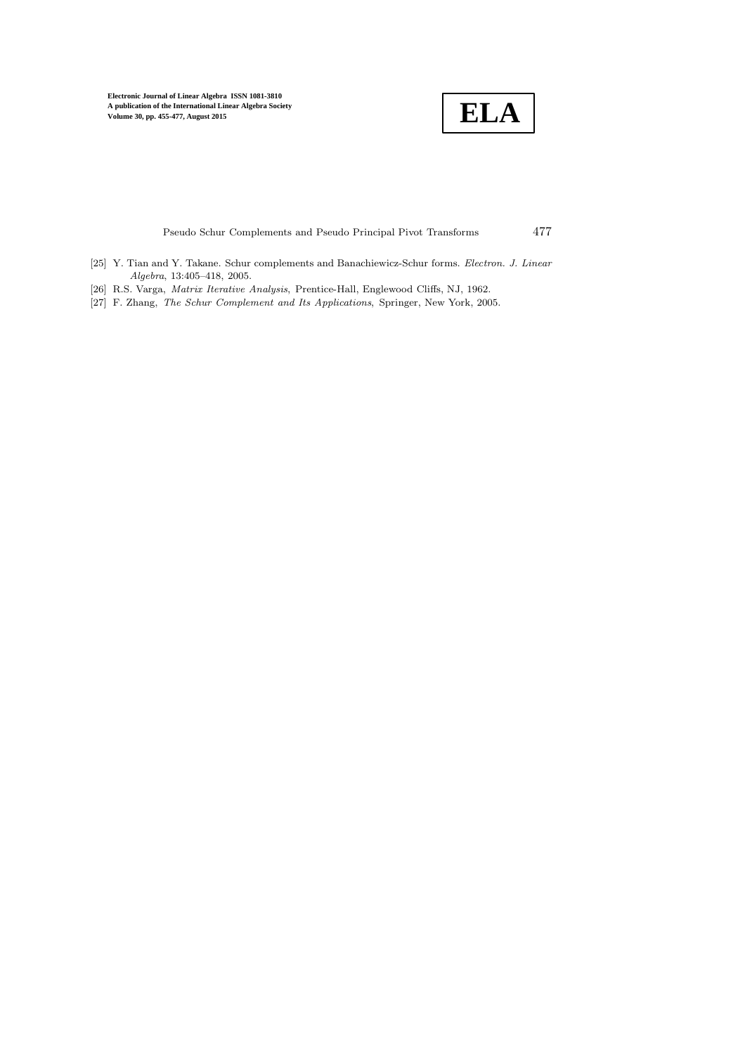[25] Y. Tian and Y. Takane. Schur complements and Banachiewicz-Schur forms. *Electron. J. Linear Algebra*, 13:405–418, 2005.

[26] R.S. Varga, *Matrix Iterative Analysis*, Prentice-Hall, Englewood Cliffs, NJ, 1962.

[27] F. Zhang, *The Schur Complement and Its Applications*, Springer, New York, 2005.